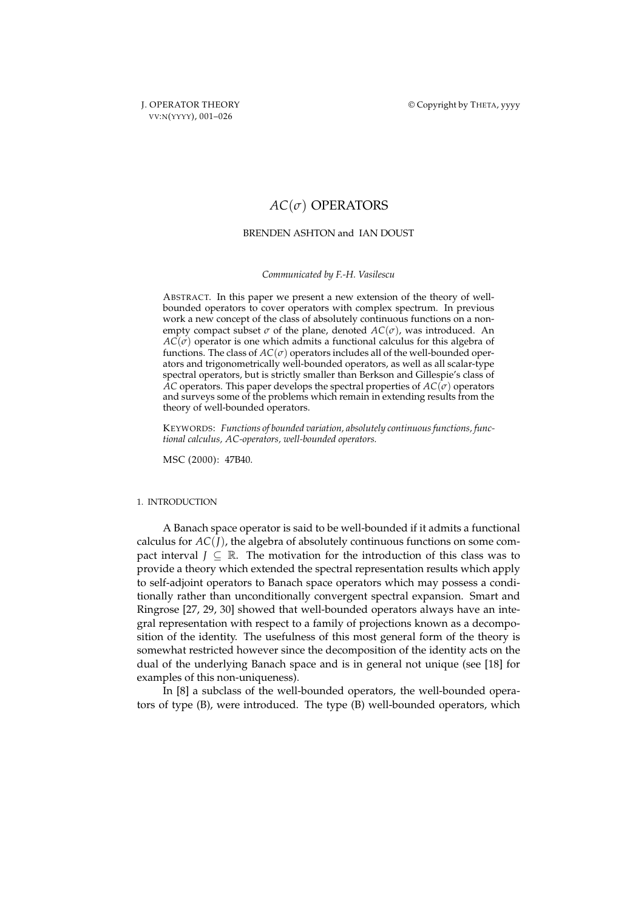# $AC(\sigma)$ OPERATORS

BRENDEN ASHTON and IAN DOUST

*Communicated by F.-H. Vasilescu*

ABSTRACT. In this paper we present a new extension of the theory of well-bounded operators to cover operators with complex spectrum. In previous work a new concept of the class of absolutely continuous functions on a non-empty compact subset $\sigma$ of the plane, denoted $AC(\sigma)$, was introduced. An $AC(\sigma)$ operator is one which admits a functional calculus for this algebra of functions. The class of $AC(\sigma)$ operators includes all of the well-bounded operators and trigonometrically well-bounded operators, as well as all scalar-type spectral operators, but is strictly smaller than Berkson and Gillespie's class of $AC$ operators. This paper develops the spectral properties of $AC(\sigma)$ operators and surveys some of the problems which remain in extending results from the theory of well-bounded operators.

KEYWORDS: *Functions of bounded variation, absolutely continuous functions, functional calculus, AC-operators, well-bounded operators.*

MSC (2000): 47B40.

## 1. INTRODUCTION

A Banach space operator is said to be well-bounded if it admits a functional calculus for $AC(J)$, the algebra of absolutely continuous functions on some compact interval $J \subseteq \mathbb{R}$. The motivation for the introduction of this class was to provide a theory which extended the spectral representation results which apply to self-adjoint operators to Banach space operators which may possess a conditionally rather than unconditionally convergent spectral expansion. Smart and Ringrose [27, 29, 30] showed that well-bounded operators always have an integral representation with respect to a family of projections known as a decomposition of the identity. The usefulness of this most general form of the theory is somewhat restricted however since the decomposition of the identity acts on the dual of the underlying Banach space and is in general not unique (see [18] for examples of this non-uniqueness).

In [8] a subclass of the well-bounded operators, the well-bounded operators of type (B), were introduced. The type (B) well-bounded operators, which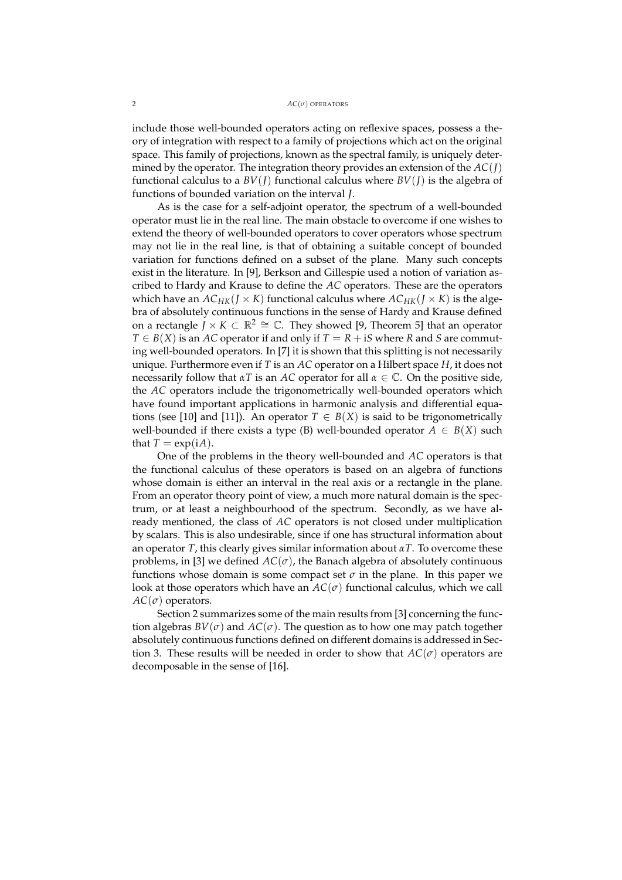include those well-bounded operators acting on reflexive spaces, possess a theory of integration with respect to a family of projections which act on the original space. This family of projections, known as the spectral family, is uniquely determined by the operator. The integration theory provides an extension of the $AC(J)$ functional calculus to a $BV(J)$ functional calculus where $BV(J)$ is the algebra of functions of bounded variation on the interval $J$.

As is the case for a self-adjoint operator, the spectrum of a well-bounded operator must lie in the real line. The main obstacle to overcome if one wishes to extend the theory of well-bounded operators to cover operators whose spectrum may not lie in the real line, is that of obtaining a suitable concept of bounded variation for functions defined on a subset of the plane. Many such concepts exist in the literature. In [9], Berkson and Gillespie used a notion of variation ascribed to Hardy and Krause to define the $AC$ operators. These are the operators which have an $AC_{HK}(J \times K)$ functional calculus where $AC_{HK}(J \times K)$ is the algebra of absolutely continuous functions in the sense of Hardy and Krause defined on a rectangle $J \times K \subset \mathbb{R}^2 \cong \mathbb{C}$. They showed [9, Theorem 5] that an operator $T \in B(X)$ is an $AC$ operator if and only if $T = R + \mathrm{i}S$ where $R$ and $S$ are commuting well-bounded operators. In [7] it is shown that this splitting is not necessarily unique. Furthermore even if $T$ is an $AC$ operator on a Hilbert space $H$, it does not necessarily follow that $\alpha T$ is an $AC$ operator for all $\alpha \in \mathbb{C}$. On the positive side, the $AC$ operators include the trigonometrically well-bounded operators which have found important applications in harmonic analysis and differential equations (see [10] and [11]). An operator $T \in B(X)$ is said to be trigonometrically well-bounded if there exists a type (B) well-bounded operator $A \in B(X)$ such that $T = \exp(\mathrm{i}A)$.

One of the problems in the theory well-bounded and $AC$ operators is that the functional calculus of these operators is based on an algebra of functions whose domain is either an interval in the real axis or a rectangle in the plane. From an operator theory point of view, a much more natural domain is the spectrum, or at least a neighbourhood of the spectrum. Secondly, as we have already mentioned, the class of $AC$ operators is not closed under multiplication by scalars. This is also undesirable, since if one has structural information about an operator $T$, this clearly gives similar information about $\alpha T$. To overcome these problems, in [3] we defined $AC(\sigma)$, the Banach algebra of absolutely continuous functions whose domain is some compact set $\sigma$ in the plane. In this paper we look at those operators which have an $AC(\sigma)$ functional calculus, which we call $AC(\sigma)$ operators.

Section 2 summarizes some of the main results from [3] concerning the function algebras $BV(\sigma)$ and $AC(\sigma)$. The question as to how one may patch together absolutely continuous functions defined on different domains is addressed in Section 3. These results will be needed in order to show that $AC(\sigma)$ operators are decomposable in the sense of [16].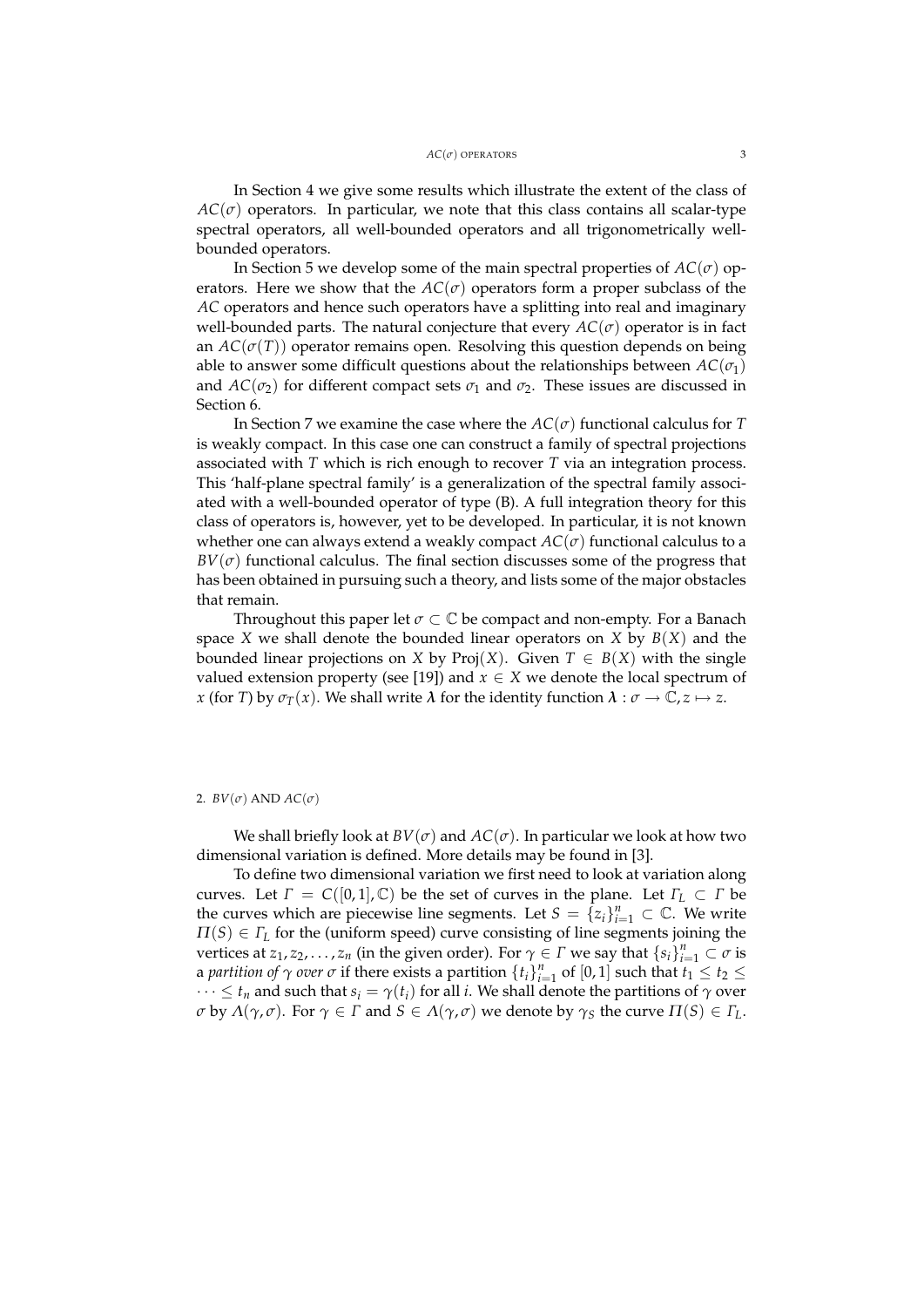In Section 4 we give some results which illustrate the extent of the class of $AC(\sigma)$ operators. In particular, we note that this class contains all scalar-type spectral operators, all well-bounded operators and all trigonometrically well-bounded operators.

In Section 5 we develop some of the main spectral properties of $AC(\sigma)$ operators. Here we show that the $AC(\sigma)$ operators form a proper subclass of the $AC$ operators and hence such operators have a splitting into real and imaginary well-bounded parts. The natural conjecture that every $AC(\sigma)$ operator is in fact an $AC(\sigma(T))$ operator remains open. Resolving this question depends on being able to answer some difficult questions about the relationships between $AC(\sigma_1)$ and $AC(\sigma_2)$ for different compact sets $\sigma_1$ and $\sigma_2$. These issues are discussed in Section 6.

In Section 7 we examine the case where the $AC(\sigma)$ functional calculus for $T$ is weakly compact. In this case one can construct a family of spectral projections associated with $T$ which is rich enough to recover $T$ via an integration process. This 'half-plane spectral family' is a generalization of the spectral family associated with a well-bounded operator of type (B). A full integration theory for this class of operators is, however, yet to be developed. In particular, it is not known whether one can always extend a weakly compact $AC(\sigma)$ functional calculus to a $BV(\sigma)$ functional calculus. The final section discusses some of the progress that has been obtained in pursuing such a theory, and lists some of the major obstacles that remain.

Throughout this paper let $\sigma \subset \mathbb{C}$ be compact and non-empty. For a Banach space $X$ we shall denote the bounded linear operators on $X$ by $B(X)$ and the bounded linear projections on $X$ by $\mathrm{Proj}(X)$. Given $T \in B(X)$ with the single valued extension property (see [19]) and $x \in X$ we denote the local spectrum of $x$ (for $T$) by $\sigma_T(x)$. We shall write $\boldsymbol{\lambda}$ for the identity function $\boldsymbol{\lambda} : \sigma \to \mathbb{C}, z \mapsto z$.

## 2. $BV(\sigma)$ AND $AC(\sigma)$

We shall briefly look at $BV(\sigma)$ and $AC(\sigma)$. In particular we look at how two dimensional variation is defined. More details may be found in [3].

To define two dimensional variation we first need to look at variation along curves. Let $\Gamma = C([0,1], \mathbb{C})$ be the set of curves in the plane. Let $\Gamma_L \subset \Gamma$ be the curves which are piecewise line segments. Let $S = \{z_i\}_{i=1}^n \subset \mathbb{C}$. We write $\Pi(S) \in \Gamma_L$ for the (uniform speed) curve consisting of line segments joining the vertices at $z_1, z_2, \ldots, z_n$ (in the given order). For $\gamma \in \Gamma$ we say that $\{s_i\}_{i=1}^n \subset \sigma$ is a *partition of $\gamma$ over $\sigma$* if there exists a partition $\{t_i\}_{i=1}^n$ of $[0,1]$ such that $t_1 \leq t_2 \leq \cdots \leq t_n$ and such that $s_i = \gamma(t_i)$ for all $i$. We shall denote the partitions of $\gamma$ over $\sigma$ by $\Lambda(\gamma, \sigma)$. For $\gamma \in \Gamma$ and $S \in \Lambda(\gamma, \sigma)$ we denote by $\gamma_S$ the curve $\Pi(S) \in \Gamma_L$.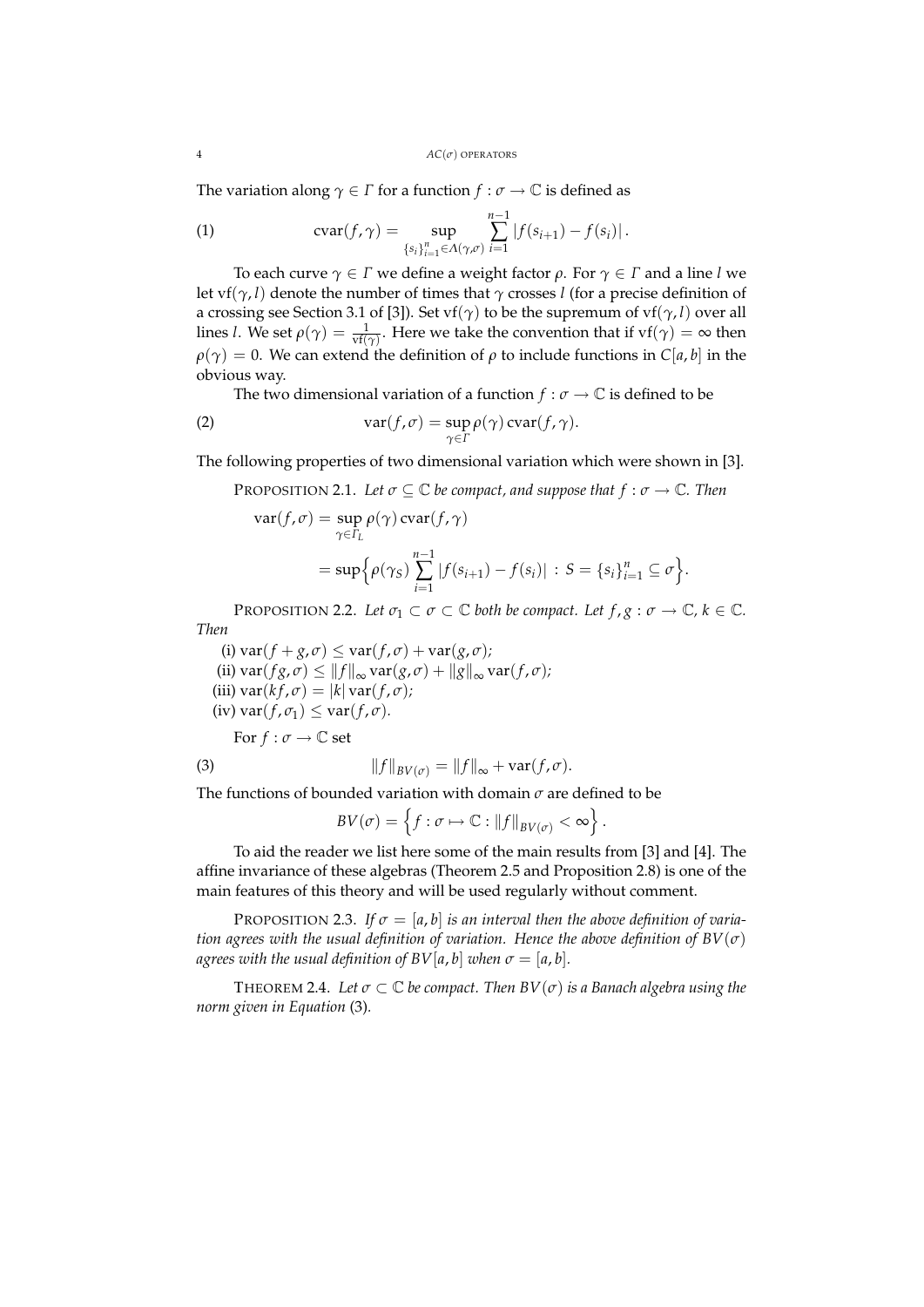The variation along $\gamma \in \Gamma$ for a function $f : \sigma \to \mathbb{C}$ is defined as

$$\operatorname{cvar}(f, \gamma) = \sup_{\{s_i\}_{i=1}^n \in \Lambda(\gamma,\sigma)} \sum_{i=1}^{n-1} |f(s_{i+1}) - f(s_i)| . \tag{1}$$

To each curve $\gamma \in \Gamma$ we define a weight factor $\rho$. For $\gamma \in \Gamma$ and a line $l$ we let $\operatorname{vf}(\gamma, l)$ denote the number of times that $\gamma$ crosses $l$ (for a precise definition of a crossing see Section 3.1 of [3]). Set $\operatorname{vf}(\gamma)$ to be the supremum of $\operatorname{vf}(\gamma, l)$ over all lines $l$. We set $\rho(\gamma) = \frac{1}{\operatorname{vf}(\gamma)}$. Here we take the convention that if $\operatorname{vf}(\gamma) = \infty$ then $\rho(\gamma) = 0$. We can extend the definition of $\rho$ to include functions in $C[a, b]$ in the obvious way.

The two dimensional variation of a function $f : \sigma \to \mathbb{C}$ is defined to be

$$\operatorname{var}(f, \sigma) = \sup_{\gamma \in \Gamma} \rho(\gamma) \operatorname{cvar}(f, \gamma). \tag{2}$$

The following properties of two dimensional variation which were shown in [3].

PROPOSITION 2.1. *Let $\sigma \subseteq \mathbb{C}$ be compact, and suppose that $f : \sigma \to \mathbb{C}$. Then*

$$\begin{aligned}
\operatorname{var}(f, \sigma) &= \sup_{\gamma \in \Gamma_L} \rho(\gamma) \operatorname{cvar}(f, \gamma) \\
&= \sup \Big\{ \rho(\gamma_S) \sum_{i=1}^{n-1} |f(s_{i+1}) - f(s_i)| \,:\, S = \{s_i\}_{i=1}^n \subseteq \sigma \Big\}.
\end{aligned}$$

PROPOSITION 2.2. *Let $\sigma_1 \subset \sigma \subset \mathbb{C}$ both be compact. Let $f, g : \sigma \to \mathbb{C}$, $k \in \mathbb{C}$. Then*

(i) $\operatorname{var}(f + g, \sigma) \leq \operatorname{var}(f, \sigma) + \operatorname{var}(g, \sigma)$;
(ii) $\operatorname{var}(fg, \sigma) \leq \|f\|_\infty \operatorname{var}(g, \sigma) + \|g\|_\infty \operatorname{var}(f, \sigma)$;
(iii) $\operatorname{var}(kf, \sigma) = |k| \operatorname{var}(f, \sigma)$;
(iv) $\operatorname{var}(f, \sigma_1) \leq \operatorname{var}(f, \sigma)$.

For $f : \sigma \to \mathbb{C}$ set

$$\|f\|_{BV(\sigma)} = \|f\|_\infty + \operatorname{var}(f, \sigma). \tag{3}$$

The functions of bounded variation with domain $\sigma$ are defined to be

$$BV(\sigma) = \left\{ f : \sigma \mapsto \mathbb{C} : \|f\|_{BV(\sigma)} < \infty \right\}.$$

To aid the reader we list here some of the main results from [3] and [4]. The affine invariance of these algebras (Theorem 2.5 and Proposition 2.8) is one of the main features of this theory and will be used regularly without comment.

PROPOSITION 2.3. *If $\sigma = [a, b]$ is an interval then the above definition of variation agrees with the usual definition of variation. Hence the above definition of $BV(\sigma)$ agrees with the usual definition of $BV[a, b]$ when $\sigma = [a, b]$.*

THEOREM 2.4. *Let $\sigma \subset \mathbb{C}$ be compact. Then $BV(\sigma)$ is a Banach algebra using the norm given in Equation* (3).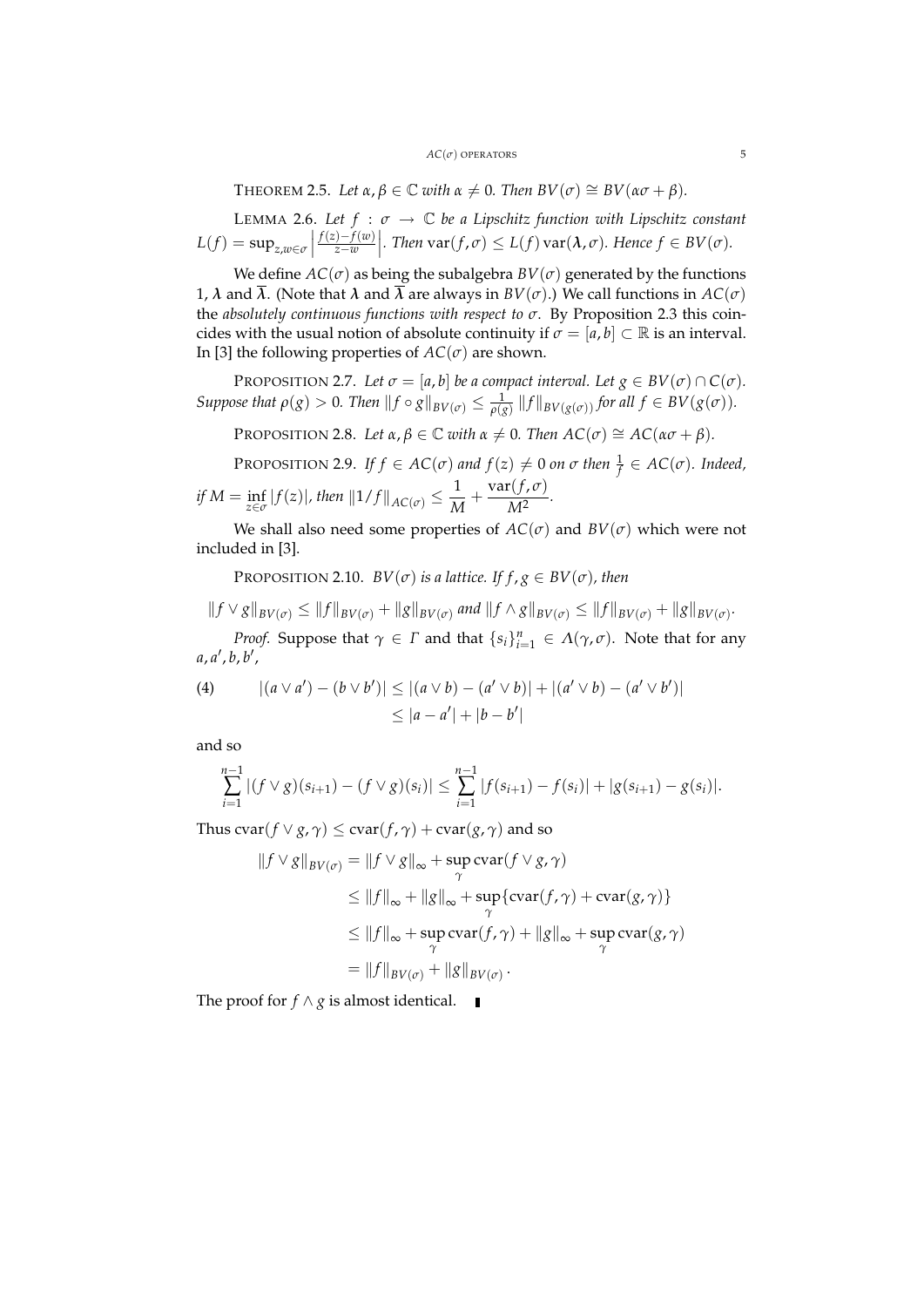THEOREM 2.5. *Let $\alpha, \beta \in \mathbb{C}$ with $\alpha \neq 0$. Then $BV(\sigma) \cong BV(\alpha\sigma + \beta)$.*

LEMMA 2.6. *Let $f : \sigma \to \mathbb{C}$ be a Lipschitz function with Lipschitz constant $L(f) = \sup_{z,w\in\sigma} \left| \frac{f(z)-f(w)}{z-w} \right|$. Then $\operatorname{var}(f, \sigma) \leq L(f) \operatorname{var}(\boldsymbol{\lambda}, \sigma)$. Hence $f \in BV(\sigma)$.*

We define $AC(\sigma)$ as being the subalgebra $BV(\sigma)$ generated by the functions $1$, $\boldsymbol{\lambda}$ and $\overline{\boldsymbol{\lambda}}$. (Note that $\boldsymbol{\lambda}$ and $\overline{\boldsymbol{\lambda}}$ are always in $BV(\sigma)$.) We call functions in $AC(\sigma)$ the *absolutely continuous functions with respect to $\sigma$*. By Proposition 2.3 this coincides with the usual notion of absolute continuity if $\sigma = [a, b] \subset \mathbb{R}$ is an interval. In [3] the following properties of $AC(\sigma)$ are shown.

PROPOSITION 2.7. *Let $\sigma = [a, b]$ be a compact interval. Let $g \in BV(\sigma) \cap C(\sigma)$. Suppose that $\rho(g) > 0$. Then $\|f \circ g\|_{BV(\sigma)} \leq \frac{1}{\rho(g)} \|f\|_{BV(g(\sigma))}$ for all $f \in BV(g(\sigma))$.*

PROPOSITION 2.8. *Let $\alpha, \beta \in \mathbb{C}$ with $\alpha \neq 0$. Then $AC(\sigma) \cong AC(\alpha\sigma + \beta)$.*

PROPOSITION 2.9. *If $f \in AC(\sigma)$ and $f(z) \neq 0$ on $\sigma$ then $\frac{1}{f} \in AC(\sigma)$. Indeed, if $M = \inf_{z\in\sigma} |f(z)|$, then $\|1/f\|_{AC(\sigma)} \leq \dfrac{1}{M} + \dfrac{\operatorname{var}(f, \sigma)}{M^2}$.*

We shall also need some properties of $AC(\sigma)$ and $BV(\sigma)$ which were not included in [3].

PROPOSITION 2.10. *$BV(\sigma)$ is a lattice. If $f, g \in BV(\sigma)$, then*

$$\|f \vee g\|_{BV(\sigma)} \leq \|f\|_{BV(\sigma)} + \|g\|_{BV(\sigma)} \text{ and } \|f \wedge g\|_{BV(\sigma)} \leq \|f\|_{BV(\sigma)} + \|g\|_{BV(\sigma)}.$$

*Proof.* Suppose that $\gamma \in \Gamma$ and that $\{s_i\}_{i=1}^n \in \Lambda(\gamma, \sigma)$. Note that for any $a, a', b, b'$,

$$(4) \qquad \begin{aligned} |(a \vee a') - (b \vee b')| &\leq |(a \vee b) - (a' \vee b)| + |(a' \vee b) - (a' \vee b')| \\ &\leq |a - a'| + |b - b'| \end{aligned}$$

and so

$$\sum_{i=1}^{n-1} |(f \vee g)(s_{i+1}) - (f \vee g)(s_i)| \leq \sum_{i=1}^{n-1} |f(s_{i+1}) - f(s_i)| + |g(s_{i+1}) - g(s_i)|.$$

Thus $\operatorname{cvar}(f \vee g, \gamma) \leq \operatorname{cvar}(f, \gamma) + \operatorname{cvar}(g, \gamma)$ and so

$$\begin{aligned} \|f \vee g\|_{BV(\sigma)} &= \|f \vee g\|_\infty + \sup_\gamma \operatorname{cvar}(f \vee g, \gamma) \\ &\leq \|f\|_\infty + \|g\|_\infty + \sup_\gamma \{\operatorname{cvar}(f, \gamma) + \operatorname{cvar}(g, \gamma)\} \\ &\leq \|f\|_\infty + \sup_\gamma \operatorname{cvar}(f, \gamma) + \|g\|_\infty + \sup_\gamma \operatorname{cvar}(g, \gamma) \\ &= \|f\|_{BV(\sigma)} + \|g\|_{BV(\sigma)}. \end{aligned}$$

The proof for $f \wedge g$ is almost identical. ∎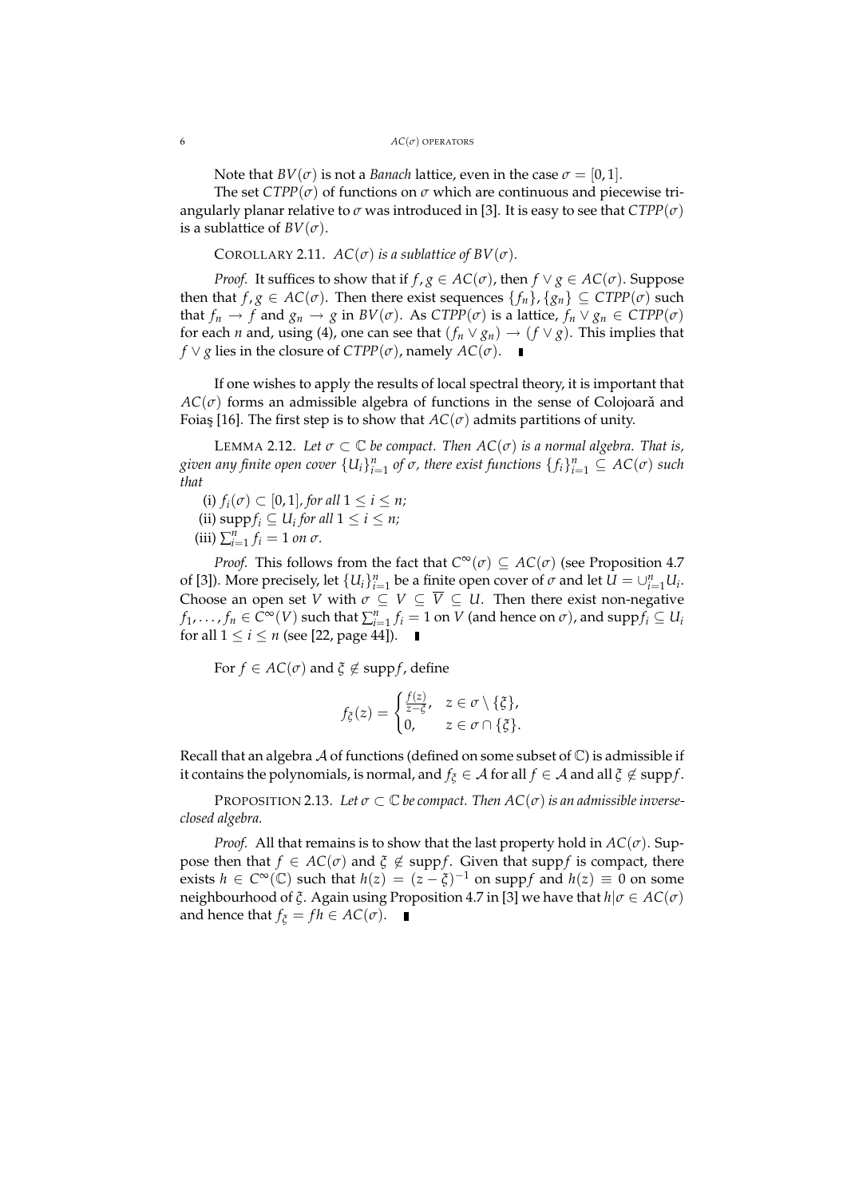Note that $BV(\sigma)$ is not a *Banach* lattice, even in the case $\sigma = [0,1]$.

The set $CTPP(\sigma)$ of functions on $\sigma$ which are continuous and piecewise triangularly planar relative to $\sigma$ was introduced in [3]. It is easy to see that $CTPP(\sigma)$ is a sublattice of $BV(\sigma)$.

COROLLARY 2.11. *$AC(\sigma)$ is a sublattice of $BV(\sigma)$.*

*Proof.* It suffices to show that if $f, g \in AC(\sigma)$, then $f \vee g \in AC(\sigma)$. Suppose then that $f, g \in AC(\sigma)$. Then there exist sequences $\{f_n\}, \{g_n\} \subseteq CTPP(\sigma)$ such that $f_n \to f$ and $g_n \to g$ in $BV(\sigma)$. As $CTPP(\sigma)$ is a lattice, $f_n \vee g_n \in CTPP(\sigma)$ for each $n$ and, using (4), one can see that $(f_n \vee g_n) \to (f \vee g)$. This implies that $f \vee g$ lies in the closure of $CTPP(\sigma)$, namely $AC(\sigma)$. ∎

If one wishes to apply the results of local spectral theory, it is important that $AC(\sigma)$ forms an admissible algebra of functions in the sense of Colojoară and Foiaş [16]. The first step is to show that $AC(\sigma)$ admits partitions of unity.

LEMMA 2.12. *Let $\sigma \subset \mathbb{C}$ be compact. Then $AC(\sigma)$ is a normal algebra. That is, given any finite open cover $\{U_i\}_{i=1}^n$ of $\sigma$, there exist functions $\{f_i\}_{i=1}^n \subseteq AC(\sigma)$ such that*

(i) *$f_i(\sigma) \subset [0,1]$, for all $1 \le i \le n$;*
(ii) *$\operatorname{supp} f_i \subseteq U_i$ for all $1 \le i \le n$;*
(iii) *$\sum_{i=1}^n f_i = 1$ on $\sigma$.*

*Proof.* This follows from the fact that $C^\infty(\sigma) \subseteq AC(\sigma)$ (see Proposition 4.7 of [3]). More precisely, let $\{U_i\}_{i=1}^n$ be a finite open cover of $\sigma$ and let $U = \cup_{i=1}^n U_i$. Choose an open set $V$ with $\sigma \subseteq V \subseteq \overline{V} \subseteq U$. Then there exist non-negative $f_1, \dots, f_n \in C^\infty(V)$ such that $\sum_{i=1}^n f_i = 1$ on $V$ (and hence on $\sigma$), and $\operatorname{supp} f_i \subseteq U_i$ for all $1 \le i \le n$ (see [22, page 44]). ∎

For $f \in AC(\sigma)$ and $\xi \notin \operatorname{supp} f$, define

$$f_\xi(z) = \begin{cases} \frac{f(z)}{z-\xi}, & z \in \sigma \setminus \{\xi\}, \\ 0, & z \in \sigma \cap \{\xi\}. \end{cases}$$

Recall that an algebra $\mathcal{A}$ of functions (defined on some subset of $\mathbb{C}$) is admissible if it contains the polynomials, is normal, and $f_\xi \in \mathcal{A}$ for all $f \in \mathcal{A}$ and all $\xi \notin \operatorname{supp} f$.

PROPOSITION 2.13. *Let $\sigma \subset \mathbb{C}$ be compact. Then $AC(\sigma)$ is an admissible inverse-closed algebra.*

*Proof.* All that remains is to show that the last property hold in $AC(\sigma)$. Suppose then that $f \in AC(\sigma)$ and $\xi \notin \operatorname{supp} f$. Given that $\operatorname{supp} f$ is compact, there exists $h \in C^\infty(\mathbb{C})$ such that $h(z) = (z-\xi)^{-1}$ on $\operatorname{supp} f$ and $h(z) \equiv 0$ on some neighbourhood of $\xi$. Again using Proposition 4.7 in [3] we have that $h|\sigma \in AC(\sigma)$ and hence that $f_\xi = fh \in AC(\sigma)$. ∎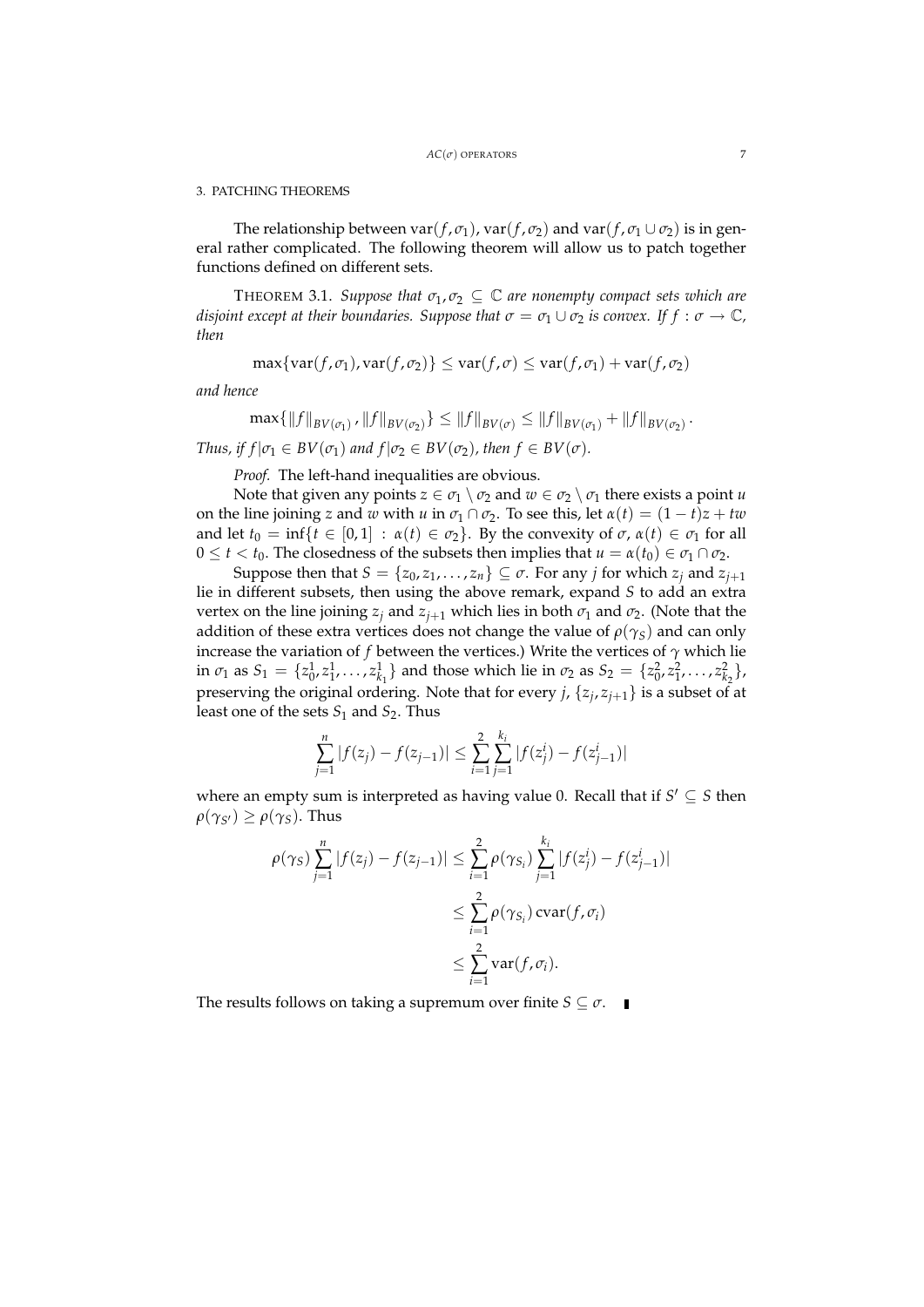## 3. PATCHING THEOREMS

The relationship between $\operatorname{var}(f,\sigma_1)$, $\operatorname{var}(f,\sigma_2)$ and $\operatorname{var}(f,\sigma_1 \cup \sigma_2)$ is in general rather complicated. The following theorem will allow us to patch together functions defined on different sets.

THEOREM 3.1. *Suppose that $\sigma_1, \sigma_2 \subseteq \mathbb{C}$ are nonempty compact sets which are disjoint except at their boundaries. Suppose that $\sigma = \sigma_1 \cup \sigma_2$ is convex. If $f : \sigma \to \mathbb{C}$, then*

$$\max\{\operatorname{var}(f,\sigma_1), \operatorname{var}(f,\sigma_2)\} \le \operatorname{var}(f,\sigma) \le \operatorname{var}(f,\sigma_1) + \operatorname{var}(f,\sigma_2)$$

*and hence*

$$\max\{\|f\|_{BV(\sigma_1)}, \|f\|_{BV(\sigma_2)}\} \le \|f\|_{BV(\sigma)} \le \|f\|_{BV(\sigma_1)} + \|f\|_{BV(\sigma_2)}.$$

*Thus, if $f|\sigma_1 \in BV(\sigma_1)$ and $f|\sigma_2 \in BV(\sigma_2)$, then $f \in BV(\sigma)$.*

*Proof.* The left-hand inequalities are obvious.

Note that given any points $z \in \sigma_1 \setminus \sigma_2$ and $w \in \sigma_2 \setminus \sigma_1$ there exists a point $u$ on the line joining $z$ and $w$ with $u$ in $\sigma_1 \cap \sigma_2$. To see this, let $\alpha(t) = (1-t)z + tw$ and let $t_0 = \inf\{t \in [0,1] : \alpha(t) \in \sigma_2\}$. By the convexity of $\sigma$, $\alpha(t) \in \sigma_1$ for all $0 \le t < t_0$. The closedness of the subsets then implies that $u = \alpha(t_0) \in \sigma_1 \cap \sigma_2$.

Suppose then that $S = \{z_0, z_1, \dots, z_n\} \subseteq \sigma$. For any $j$ for which $z_j$ and $z_{j+1}$ lie in different subsets, then using the above remark, expand $S$ to add an extra vertex on the line joining $z_j$ and $z_{j+1}$ which lies in both $\sigma_1$ and $\sigma_2$. (Note that the addition of these extra vertices does not change the value of $\rho(\gamma_S)$ and can only increase the variation of $f$ between the vertices.) Write the vertices of $\gamma$ which lie in $\sigma_1$ as $S_1 = \{z_0^1, z_1^1, \dots, z_{k_1}^1\}$ and those which lie in $\sigma_2$ as $S_2 = \{z_0^2, z_1^2, \dots, z_{k_2}^2\}$, preserving the original ordering. Note that for every $j$, $\{z_j, z_{j+1}\}$ is a subset of at least one of the sets $S_1$ and $S_2$. Thus

$$\sum_{j=1}^{n} |f(z_j) - f(z_{j-1})| \le \sum_{i=1}^{2} \sum_{j=1}^{k_i} |f(z_j^i) - f(z_{j-1}^i)|$$

where an empty sum is interpreted as having value 0. Recall that if $S' \subseteq S$ then $\rho(\gamma_{S'}) \ge \rho(\gamma_S)$. Thus

$$\begin{aligned}
\rho(\gamma_S) \sum_{j=1}^{n} |f(z_j) - f(z_{j-1})| &\le \sum_{i=1}^{2} \rho(\gamma_{S_i}) \sum_{j=1}^{k_i} |f(z_j^i) - f(z_{j-1}^i)| \\
&\le \sum_{i=1}^{2} \rho(\gamma_{S_i}) \operatorname{cvar}(f,\sigma_i) \\
&\le \sum_{i=1}^{2} \operatorname{var}(f,\sigma_i).
\end{aligned}$$

The results follows on taking a supremum over finite $S \subseteq \sigma$. ∎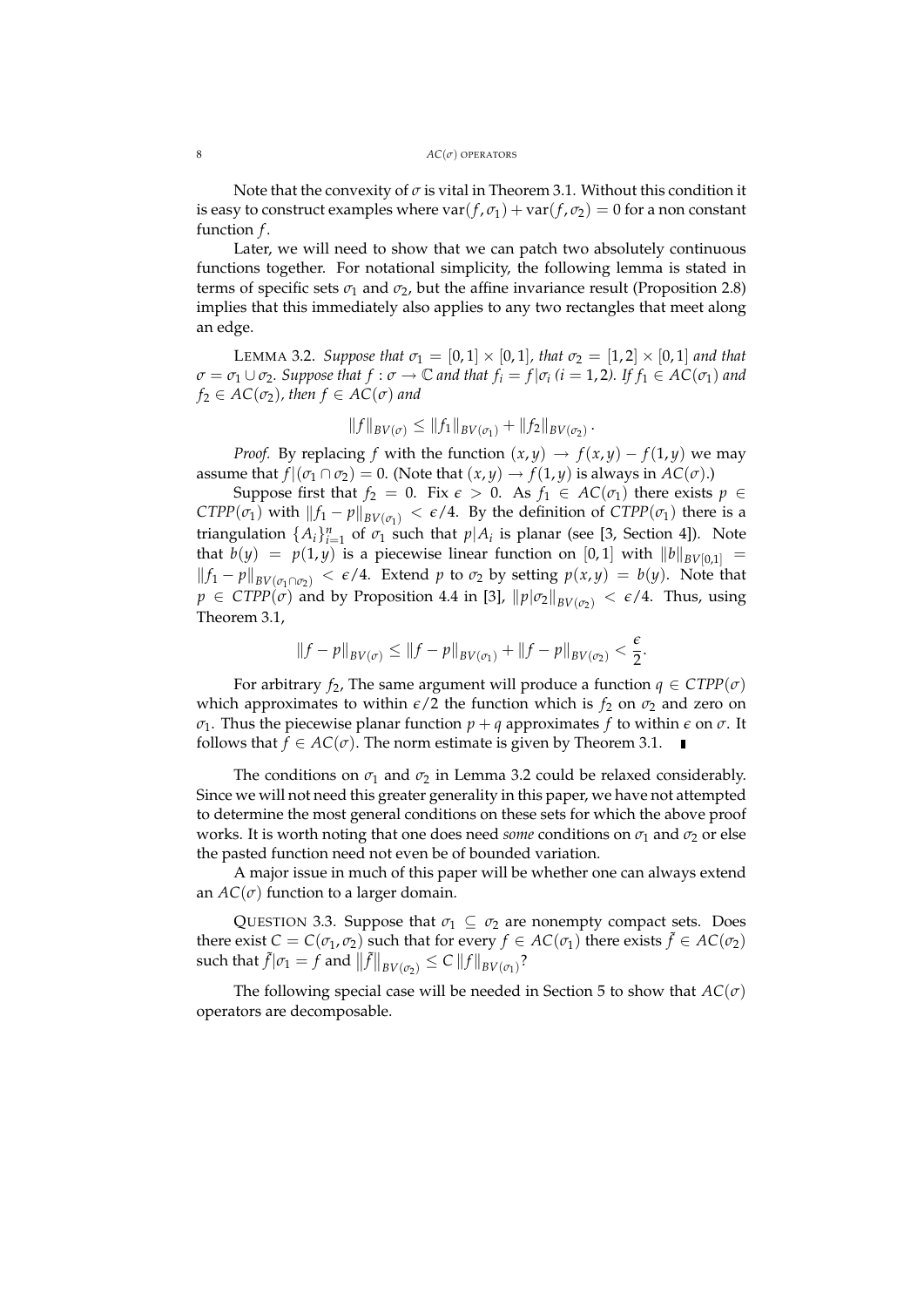Note that the convexity of $\sigma$ is vital in Theorem 3.1. Without this condition it is easy to construct examples where $\operatorname{var}(f, \sigma_1) + \operatorname{var}(f, \sigma_2) = 0$ for a non constant function $f$.

Later, we will need to show that we can patch two absolutely continuous functions together. For notational simplicity, the following lemma is stated in terms of specific sets $\sigma_1$ and $\sigma_2$, but the affine invariance result (Proposition 2.8) implies that this immediately also applies to any two rectangles that meet along an edge.

LEMMA 3.2. *Suppose that $\sigma_1 = [0,1] \times [0,1]$, that $\sigma_2 = [1,2] \times [0,1]$ and that $\sigma = \sigma_1 \cup \sigma_2$. Suppose that $f : \sigma \to \mathbb{C}$ and that $f_i = f|\sigma_i$ ($i = 1,2$). If $f_1 \in AC(\sigma_1)$ and $f_2 \in AC(\sigma_2)$, then $f \in AC(\sigma)$ and*

$$\|f\|_{BV(\sigma)} \leq \|f_1\|_{BV(\sigma_1)} + \|f_2\|_{BV(\sigma_2)}.$$

*Proof.* By replacing $f$ with the function $(x,y) \to f(x,y) - f(1,y)$ we may assume that $f|(\sigma_1 \cap \sigma_2) = 0$. (Note that $(x,y) \to f(1,y)$ is always in $AC(\sigma)$.)

Suppose first that $f_2 = 0$. Fix $\epsilon > 0$. As $f_1 \in AC(\sigma_1)$ there exists $p \in CTPP(\sigma_1)$ with $\|f_1 - p\|_{BV(\sigma_1)} < \epsilon/4$. By the definition of $CTPP(\sigma_1)$ there is a triangulation $\{A_i\}_{i=1}^n$ of $\sigma_1$ such that $p|A_i$ is planar (see [3, Section 4]). Note that $b(y) = p(1,y)$ is a piecewise linear function on $[0,1]$ with $\|b\|_{BV[0,1]} = \|f_1 - p\|_{BV(\sigma_1 \cap \sigma_2)} < \epsilon/4$. Extend $p$ to $\sigma_2$ by setting $p(x,y) = b(y)$. Note that $p \in CTPP(\sigma)$ and by Proposition 4.4 in [3], $\|p|\sigma_2\|_{BV(\sigma_2)} < \epsilon/4$. Thus, using Theorem 3.1,

$$\|f - p\|_{BV(\sigma)} \leq \|f - p\|_{BV(\sigma_1)} + \|f - p\|_{BV(\sigma_2)} < \frac{\epsilon}{2}.$$

For arbitrary $f_2$, The same argument will produce a function $q \in CTPP(\sigma)$ which approximates to within $\epsilon/2$ the function which is $f_2$ on $\sigma_2$ and zero on $\sigma_1$. Thus the piecewise planar function $p + q$ approximates $f$ to within $\epsilon$ on $\sigma$. It follows that $f \in AC(\sigma)$. The norm estimate is given by Theorem 3.1. ∎

The conditions on $\sigma_1$ and $\sigma_2$ in Lemma 3.2 could be relaxed considerably. Since we will not need this greater generality in this paper, we have not attempted to determine the most general conditions on these sets for which the above proof works. It is worth noting that one does need *some* conditions on $\sigma_1$ and $\sigma_2$ or else the pasted function need not even be of bounded variation.

A major issue in much of this paper will be whether one can always extend an $AC(\sigma)$ function to a larger domain.

QUESTION 3.3. Suppose that $\sigma_1 \subseteq \sigma_2$ are nonempty compact sets. Does there exist $C = C(\sigma_1, \sigma_2)$ such that for every $f \in AC(\sigma_1)$ there exists $\tilde{f} \in AC(\sigma_2)$ such that $\tilde{f}|\sigma_1 = f$ and $\|\tilde{f}\|_{BV(\sigma_2)} \leq C \|f\|_{BV(\sigma_1)}$?

The following special case will be needed in Section 5 to show that $AC(\sigma)$ operators are decomposable.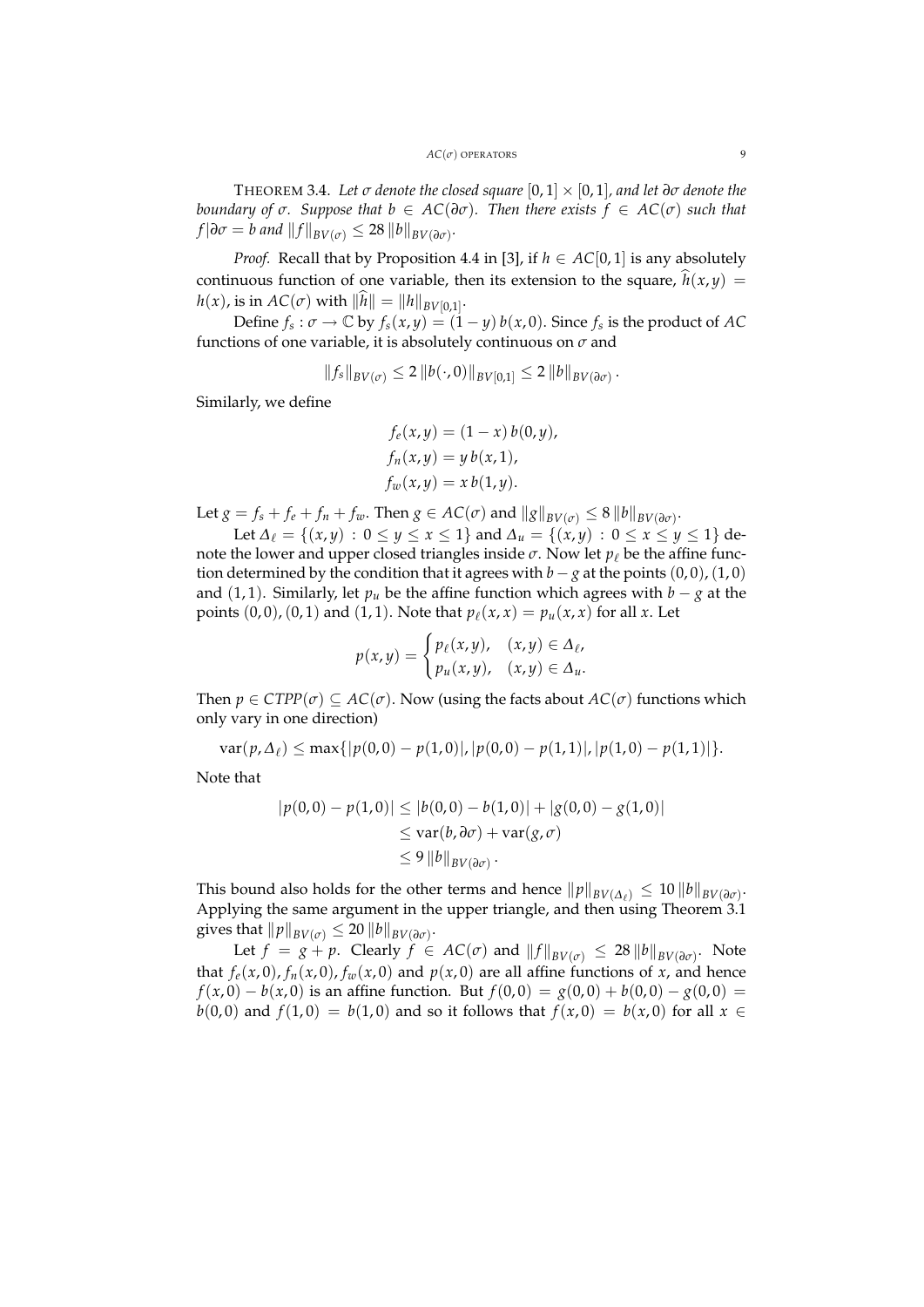**Theorem 3.4.** *Let $\sigma$ denote the closed square $[0,1] \times [0,1]$, and let $\partial\sigma$ denote the boundary of $\sigma$. Suppose that $b \in AC(\partial\sigma)$. Then there exists $f \in AC(\sigma)$ such that $f|\partial\sigma = b$ and $\|f\|_{BV(\sigma)} \le 28\,\|b\|_{BV(\partial\sigma)}$.*

*Proof.* Recall that by Proposition 4.4 in [3], if $h \in AC[0,1]$ is any absolutely continuous function of one variable, then its extension to the square, $\widehat{h}(x,y) = h(x)$, is in $AC(\sigma)$ with $\|\widehat{h}\| = \|h\|_{BV[0,1]}$.

Define $f_s : \sigma \to \mathbb{C}$ by $f_s(x,y) = (1-y)\,b(x,0)$. Since $f_s$ is the product of $AC$ functions of one variable, it is absolutely continuous on $\sigma$ and

$$\|f_s\|_{BV(\sigma)} \le 2\,\|b(\cdot,0)\|_{BV[0,1]} \le 2\,\|b\|_{BV(\partial\sigma)}.$$

Similarly, we define

$$\begin{aligned} f_e(x,y) &= (1-x)\,b(0,y), \\ f_n(x,y) &= y\,b(x,1), \\ f_w(x,y) &= x\,b(1,y). \end{aligned}$$

Let $g = f_s + f_e + f_n + f_w$. Then $g \in AC(\sigma)$ and $\|g\|_{BV(\sigma)} \le 8\,\|b\|_{BV(\partial\sigma)}$.

Let $\Delta_\ell = \{(x,y) : 0 \le y \le x \le 1\}$ and $\Delta_u = \{(x,y) : 0 \le x \le y \le 1\}$ denote the lower and upper closed triangles inside $\sigma$. Now let $p_\ell$ be the affine function determined by the condition that it agrees with $b - g$ at the points $(0,0), (1,0)$ and $(1,1)$. Similarly, let $p_u$ be the affine function which agrees with $b - g$ at the points $(0,0), (0,1)$ and $(1,1)$. Note that $p_\ell(x,x) = p_u(x,x)$ for all $x$. Let

$$p(x,y) = \begin{cases} p_\ell(x,y), & (x,y) \in \Delta_\ell, \\ p_u(x,y), & (x,y) \in \Delta_u. \end{cases}$$

Then $p \in CTPP(\sigma) \subseteq AC(\sigma)$. Now (using the facts about $AC(\sigma)$ functions which only vary in one direction)

$$\operatorname{var}(p, \Delta_\ell) \le \max\{|p(0,0) - p(1,0)|, |p(0,0) - p(1,1)|, |p(1,0) - p(1,1)|\}.$$

Note that

$$\begin{aligned} |p(0,0) - p(1,0)| &\le |b(0,0) - b(1,0)| + |g(0,0) - g(1,0)| \\ &\le \operatorname{var}(b, \partial\sigma) + \operatorname{var}(g, \sigma) \\ &\le 9\,\|b\|_{BV(\partial\sigma)}. \end{aligned}$$

This bound also holds for the other terms and hence $\|p\|_{BV(\Delta_\ell)} \le 10\,\|b\|_{BV(\partial\sigma)}$. Applying the same argument in the upper triangle, and then using Theorem 3.1 gives that $\|p\|_{BV(\sigma)} \le 20\,\|b\|_{BV(\partial\sigma)}$.

Let $f = g + p$. Clearly $f \in AC(\sigma)$ and $\|f\|_{BV(\sigma)} \le 28\,\|b\|_{BV(\partial\sigma)}$. Note that $f_e(x,0), f_n(x,0), f_w(x,0)$ and $p(x,0)$ are all affine functions of $x$, and hence $f(x,0) - b(x,0)$ is an affine function. But $f(0,0) = g(0,0) + b(0,0) - g(0,0) = b(0,0)$ and $f(1,0) = b(1,0)$ and so it follows that $f(x,0) = b(x,0)$ for all $x \in$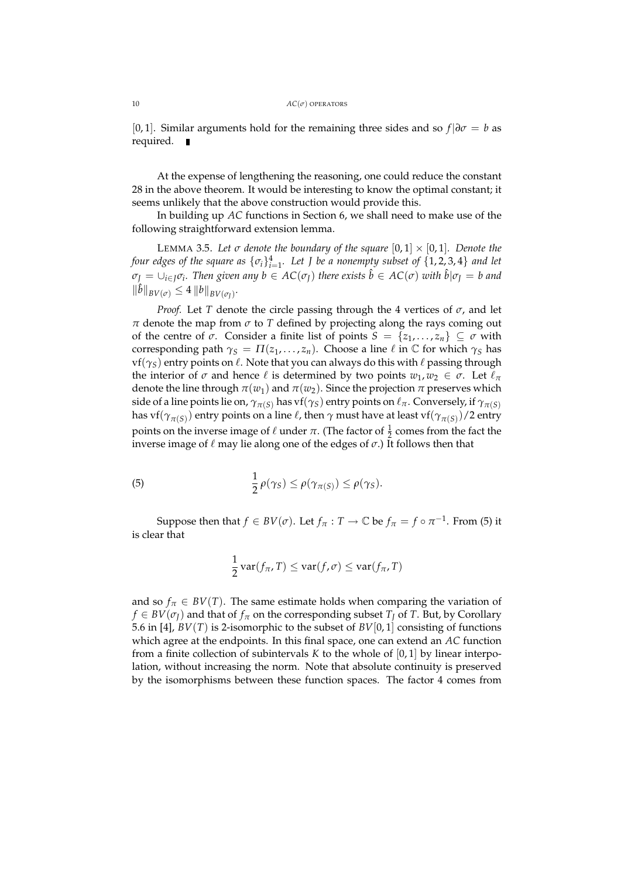$[0,1]$. Similar arguments hold for the remaining three sides and so $f|\partial\sigma = b$ as required. ∎

At the expense of lengthening the reasoning, one could reduce the constant 28 in the above theorem. It would be interesting to know the optimal constant; it seems unlikely that the above construction would provide this.

In building up *AC* functions in Section 6, we shall need to make use of the following straightforward extension lemma.

LEMMA 3.5. *Let $\sigma$ denote the boundary of the square $[0,1] \times [0,1]$. Denote the four edges of the square as $\{\sigma_i\}_{i=1}^4$. Let $J$ be a nonempty subset of $\{1,2,3,4\}$ and let $\sigma_J = \cup_{i \in J} \sigma_i$. Then given any $b \in AC(\sigma_J)$ there exists $\hat{b} \in AC(\sigma)$ with $\hat{b}|\sigma_J = b$ and $\|\hat{b}\|_{BV(\sigma)} \leq 4\,\|b\|_{BV(\sigma_J)}$.*

*Proof.* Let $T$ denote the circle passing through the 4 vertices of $\sigma$, and let $\pi$ denote the map from $\sigma$ to $T$ defined by projecting along the rays coming out of the centre of $\sigma$. Consider a finite list of points $S = \{z_1, \dots, z_n\} \subseteq \sigma$ with corresponding path $\gamma_S = \Pi(z_1, \dots, z_n)$. Choose a line $\ell$ in $\mathbb{C}$ for which $\gamma_S$ has $\mathrm{vf}(\gamma_S)$ entry points on $\ell$. Note that you can always do this with $\ell$ passing through the interior of $\sigma$ and hence $\ell$ is determined by two points $w_1, w_2 \in \sigma$. Let $\ell_\pi$ denote the line through $\pi(w_1)$ and $\pi(w_2)$. Since the projection $\pi$ preserves which side of a line points lie on, $\gamma_{\pi(S)}$ has $\mathrm{vf}(\gamma_S)$ entry points on $\ell_\pi$. Conversely, if $\gamma_{\pi(S)}$ has $\mathrm{vf}(\gamma_{\pi(S)})$ entry points on a line $\ell$, then $\gamma$ must have at least $\mathrm{vf}(\gamma_{\pi(S)})/2$ entry points on the inverse image of $\ell$ under $\pi$. (The factor of $\frac{1}{2}$ comes from the fact the inverse image of $\ell$ may lie along one of the edges of $\sigma$.) It follows then that

$$\frac{1}{2}\,\rho(\gamma_S) \leq \rho(\gamma_{\pi(S)}) \leq \rho(\gamma_S). \tag{5}$$

Suppose then that $f \in BV(\sigma)$. Let $f_\pi : T \to \mathbb{C}$ be $f_\pi = f \circ \pi^{-1}$. From (5) it is clear that

$$\frac{1}{2}\,\mathrm{var}(f_\pi, T) \leq \mathrm{var}(f, \sigma) \leq \mathrm{var}(f_\pi, T)$$

and so $f_\pi \in BV(T)$. The same estimate holds when comparing the variation of $f \in BV(\sigma_J)$ and that of $f_\pi$ on the corresponding subset $T_J$ of $T$. But, by Corollary 5.6 in [4], $BV(T)$ is 2-isomorphic to the subset of $BV[0,1]$ consisting of functions which agree at the endpoints. In this final space, one can extend an *AC* function from a finite collection of subintervals $K$ to the whole of $[0,1]$ by linear interpolation, without increasing the norm. Note that absolute continuity is preserved by the isomorphisms between these function spaces. The factor 4 comes from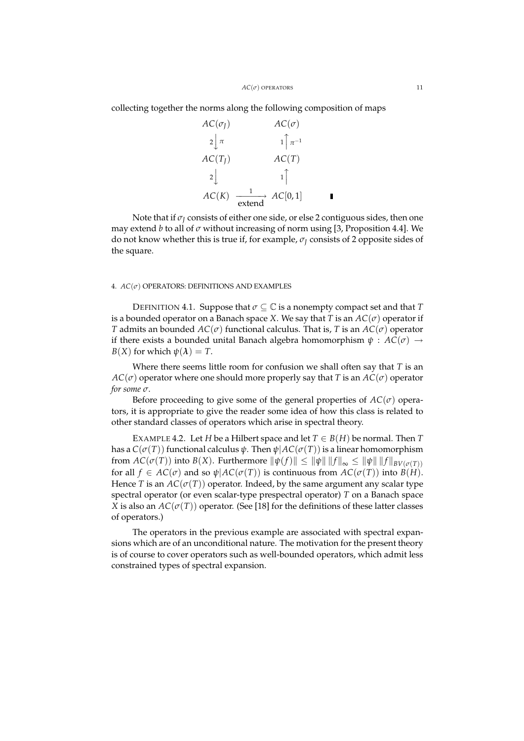collecting together the norms along the following composition of maps

$$\begin{array}{ccc}
AC(\sigma_J) & & AC(\sigma) \\
2\big\downarrow \pi & & 1\big\uparrow \pi^{-1} \\
AC(T_J) & & AC(T) \\
2\big\downarrow & & 1\big\uparrow \\
AC(K) & \xrightarrow[\text{extend}]{1} & AC[0,1]
\end{array}$$

∎

Note that if $\sigma_J$ consists of either one side, or else 2 contiguous sides, then one may extend $b$ to all of $\sigma$ without increasing of norm using [3, Proposition 4.4]. We do not know whether this is true if, for example, $\sigma_J$ consists of 2 opposite sides of the square.

## 4. $AC(\sigma)$ OPERATORS: DEFINITIONS AND EXAMPLES

DEFINITION 4.1. Suppose that $\sigma \subseteq \mathbb{C}$ is a nonempty compact set and that $T$ is a bounded operator on a Banach space $X$. We say that $T$ is an $AC(\sigma)$ operator if $T$ admits an bounded $AC(\sigma)$ functional calculus. That is, $T$ is an $AC(\sigma)$ operator if there exists a bounded unital Banach algebra homomorphism $\psi : AC(\sigma) \to B(X)$ for which $\psi(\boldsymbol{\lambda}) = T$.

Where there seems little room for confusion we shall often say that $T$ is an $AC(\sigma)$ operator where one should more properly say that $T$ is an $AC(\sigma)$ operator *for some* $\sigma$.

Before proceeding to give some of the general properties of $AC(\sigma)$ operators, it is appropriate to give the reader some idea of how this class is related to other standard classes of operators which arise in spectral theory.

EXAMPLE 4.2. Let $H$ be a Hilbert space and let $T \in B(H)$ be normal. Then $T$ has a $C(\sigma(T))$ functional calculus $\psi$. Then $\psi|AC(\sigma(T))$ is a linear homomorphism from $AC(\sigma(T))$ into $B(X)$. Furthermore $\|\psi(f)\| \leq \|\psi\| \, \|f\|_\infty \leq \|\psi\| \, \|f\|_{BV(\sigma(T))}$ for all $f \in AC(\sigma)$ and so $\psi|AC(\sigma(T))$ is continuous from $AC(\sigma(T))$ into $B(H)$. Hence $T$ is an $AC(\sigma(T))$ operator. Indeed, by the same argument any scalar type spectral operator (or even scalar-type prespectral operator) $T$ on a Banach space $X$ is also an $AC(\sigma(T))$ operator. (See [18] for the definitions of these latter classes of operators.)

The operators in the previous example are associated with spectral expansions which are of an unconditional nature. The motivation for the present theory is of course to cover operators such as well-bounded operators, which admit less constrained types of spectral expansion.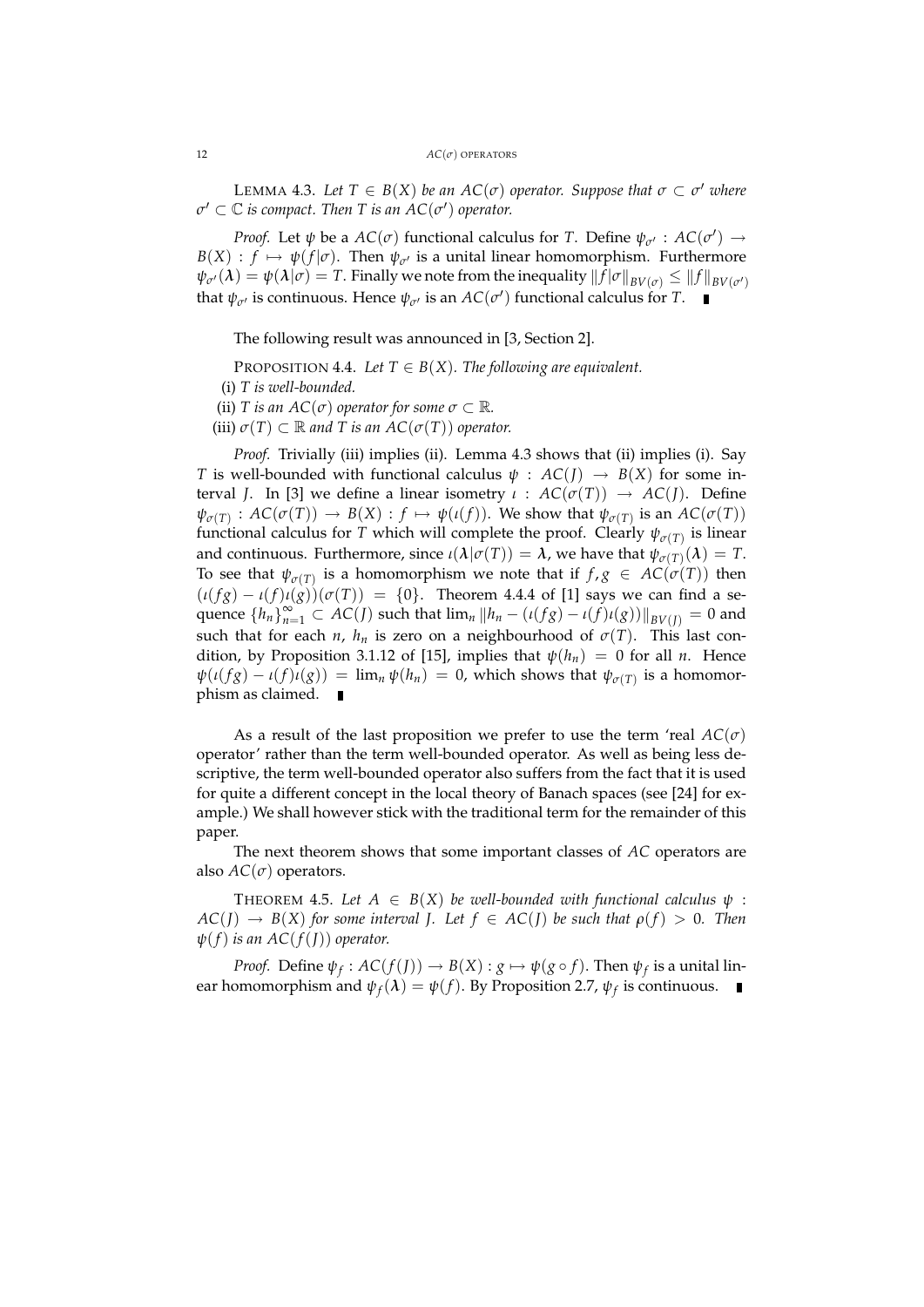LEMMA 4.3. *Let $T \in B(X)$ be an $AC(\sigma)$ operator. Suppose that $\sigma \subset \sigma'$ where $\sigma' \subset \mathbb{C}$ is compact. Then $T$ is an $AC(\sigma')$ operator.*

*Proof.* Let $\psi$ be a $AC(\sigma)$ functional calculus for $T$. Define $\psi_{\sigma'} : AC(\sigma') \to B(X) : f \mapsto \psi(f|\sigma)$. Then $\psi_{\sigma'}$ is a unital linear homomorphism. Furthermore $\psi_{\sigma'}(\boldsymbol{\lambda}) = \psi(\boldsymbol{\lambda}|\sigma) = T$. Finally we note from the inequality $\|f|\sigma\|_{BV(\sigma)} \leq \|f\|_{BV(\sigma')}$ that $\psi_{\sigma'}$ is continuous. Hence $\psi_{\sigma'}$ is an $AC(\sigma')$ functional calculus for $T$. ∎

The following result was announced in [3, Section 2].

PROPOSITION 4.4. *Let $T \in B(X)$. The following are equivalent.*

(i) *$T$ is well-bounded.*

(ii) *$T$ is an $AC(\sigma)$ operator for some $\sigma \subset \mathbb{R}$.*

(iii) *$\sigma(T) \subset \mathbb{R}$ and $T$ is an $AC(\sigma(T))$ operator.*

*Proof.* Trivially (iii) implies (ii). Lemma 4.3 shows that (ii) implies (i). Say $T$ is well-bounded with functional calculus $\psi : AC(J) \to B(X)$ for some interval $J$. In [3] we define a linear isometry $\iota : AC(\sigma(T)) \to AC(J)$. Define $\psi_{\sigma(T)} : AC(\sigma(T)) \to B(X) : f \mapsto \psi(\iota(f))$. We show that $\psi_{\sigma(T)}$ is an $AC(\sigma(T))$ functional calculus for $T$ which will complete the proof. Clearly $\psi_{\sigma(T)}$ is linear and continuous. Furthermore, since $\iota(\boldsymbol{\lambda}|\sigma(T)) = \boldsymbol{\lambda}$, we have that $\psi_{\sigma(T)}(\boldsymbol{\lambda}) = T$. To see that $\psi_{\sigma(T)}$ is a homomorphism we note that if $f, g \in AC(\sigma(T))$ then $(\iota(fg) - \iota(f)\iota(g))(\sigma(T)) = \{0\}$. Theorem 4.4.4 of [1] says we can find a sequence $\{h_n\}_{n=1}^{\infty} \subset AC(J)$ such that $\lim_n \|h_n - (\iota(fg) - \iota(f)\iota(g))\|_{BV(J)} = 0$ and such that for each $n$, $h_n$ is zero on a neighbourhood of $\sigma(T)$. This last condition, by Proposition 3.1.12 of [15], implies that $\psi(h_n) = 0$ for all $n$. Hence $\psi(\iota(fg) - \iota(f)\iota(g)) = \lim_n \psi(h_n) = 0$, which shows that $\psi_{\sigma(T)}$ is a homomorphism as claimed. ∎

As a result of the last proposition we prefer to use the term 'real $AC(\sigma)$ operator' rather than the term well-bounded operator. As well as being less descriptive, the term well-bounded operator also suffers from the fact that it is used for quite a different concept in the local theory of Banach spaces (see [24] for example.) We shall however stick with the traditional term for the remainder of this paper.

The next theorem shows that some important classes of $AC$ operators are also $AC(\sigma)$ operators.

THEOREM 4.5. *Let $A \in B(X)$ be well-bounded with functional calculus $\psi : AC(J) \to B(X)$ for some interval $J$. Let $f \in AC(J)$ be such that $\rho(f) > 0$. Then $\psi(f)$ is an $AC(f(J))$ operator.*

*Proof.* Define $\psi_f : AC(f(J)) \to B(X) : g \mapsto \psi(g \circ f)$. Then $\psi_f$ is a unital linear homomorphism and $\psi_f(\boldsymbol{\lambda}) = \psi(f)$. By Proposition 2.7, $\psi_f$ is continuous. ∎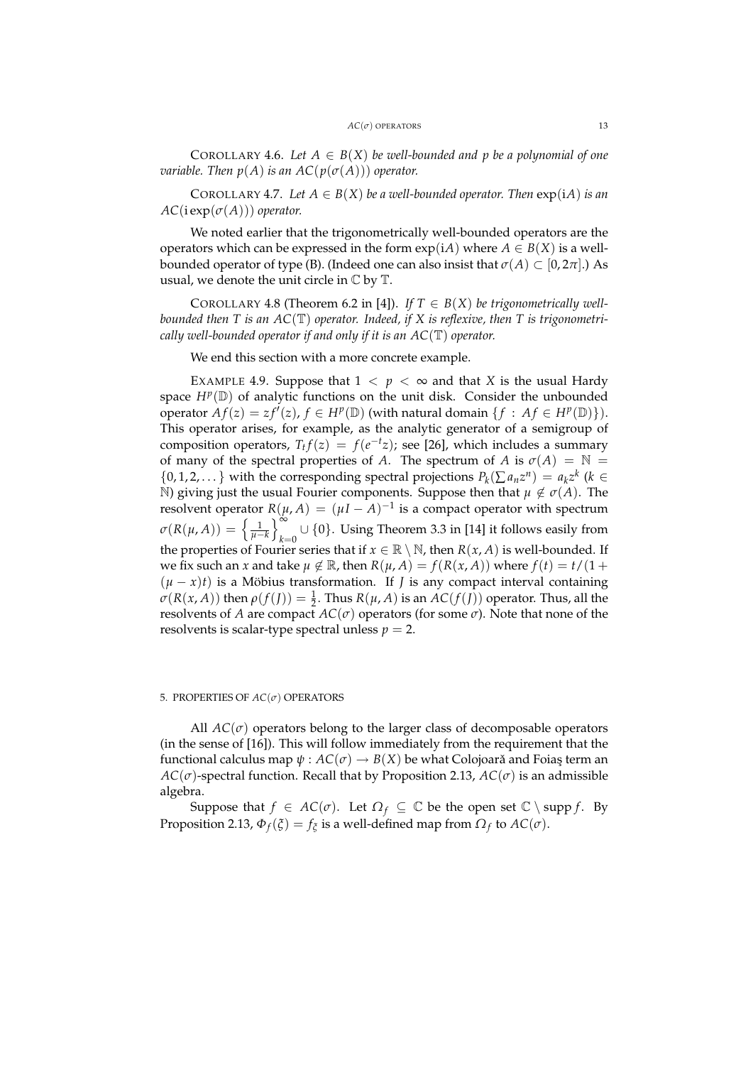COROLLARY 4.6. *Let $A \in B(X)$ be well-bounded and $p$ be a polynomial of one variable. Then $p(A)$ is an $AC(p(\sigma(A)))$ operator.*

COROLLARY 4.7. *Let $A \in B(X)$ be a well-bounded operator. Then $\exp(\mathrm{i}A)$ is an $AC(\mathrm{i}\exp(\sigma(A)))$ operator.*

We noted earlier that the trigonometrically well-bounded operators are the operators which can be expressed in the form $\exp(\mathrm{i}A)$ where $A \in B(X)$ is a well-bounded operator of type (B). (Indeed one can also insist that $\sigma(A) \subset [0, 2\pi]$.) As usual, we denote the unit circle in $\mathbb{C}$ by $\mathbb{T}$.

COROLLARY 4.8 (Theorem 6.2 in [4]). *If $T \in B(X)$ be trigonometrically well-bounded then $T$ is an $AC(\mathbb{T})$ operator. Indeed, if $X$ is reflexive, then $T$ is trigonometrically well-bounded operator if and only if it is an $AC(\mathbb{T})$ operator.*

We end this section with a more concrete example.

EXAMPLE 4.9. Suppose that $1 < p < \infty$ and that $X$ is the usual Hardy space $H^p(\mathbb{D})$ of analytic functions on the unit disk. Consider the unbounded operator $Af(z) = zf'(z)$, $f \in H^p(\mathbb{D})$ (with natural domain $\{f : Af \in H^p(\mathbb{D})\}$). This operator arises, for example, as the analytic generator of a semigroup of composition operators, $T_t f(z) = f(e^{-t}z)$; see [26], which includes a summary of many of the spectral properties of $A$. The spectrum of $A$ is $\sigma(A) = \mathbb{N} = \{0, 1, 2, \dots\}$ with the corresponding spectral projections $P_k(\sum a_n z^n) = a_k z^k$ ($k \in \mathbb{N}$) giving just the usual Fourier components. Suppose then that $\mu \notin \sigma(A)$. The resolvent operator $R(\mu, A) = (\mu I - A)^{-1}$ is a compact operator with spectrum $\sigma(R(\mu, A)) = \left\{\frac{1}{\mu - k}\right\}_{k=0}^{\infty} \cup \{0\}$. Using Theorem 3.3 in [14] it follows easily from the properties of Fourier series that if $x \in \mathbb{R} \setminus \mathbb{N}$, then $R(x, A)$ is well-bounded. If we fix such an $x$ and take $\mu \notin \mathbb{R}$, then $R(\mu, A) = f(R(x, A))$ where $f(t) = t/(1 + (\mu - x)t)$ is a Möbius transformation. If $J$ is any compact interval containing $\sigma(R(x, A))$ then $\rho(f(J)) = \frac{1}{2}$. Thus $R(\mu, A)$ is an $AC(f(J))$ operator. Thus, all the resolvents of $A$ are compact $AC(\sigma)$ operators (for some $\sigma$). Note that none of the resolvents is scalar-type spectral unless $p = 2$.

## 5. PROPERTIES OF $AC(\sigma)$ OPERATORS

All $AC(\sigma)$ operators belong to the larger class of decomposable operators (in the sense of [16]). This will follow immediately from the requirement that the functional calculus map $\psi : AC(\sigma) \to B(X)$ be what Colojoară and Foiaş term an $AC(\sigma)$-spectral function. Recall that by Proposition 2.13, $AC(\sigma)$ is an admissible algebra.

Suppose that $f \in AC(\sigma)$. Let $\Omega_f \subseteq \mathbb{C}$ be the open set $\mathbb{C} \setminus \operatorname{supp} f$. By Proposition 2.13, $\Phi_f(\xi) = f_\xi$ is a well-defined map from $\Omega_f$ to $AC(\sigma)$.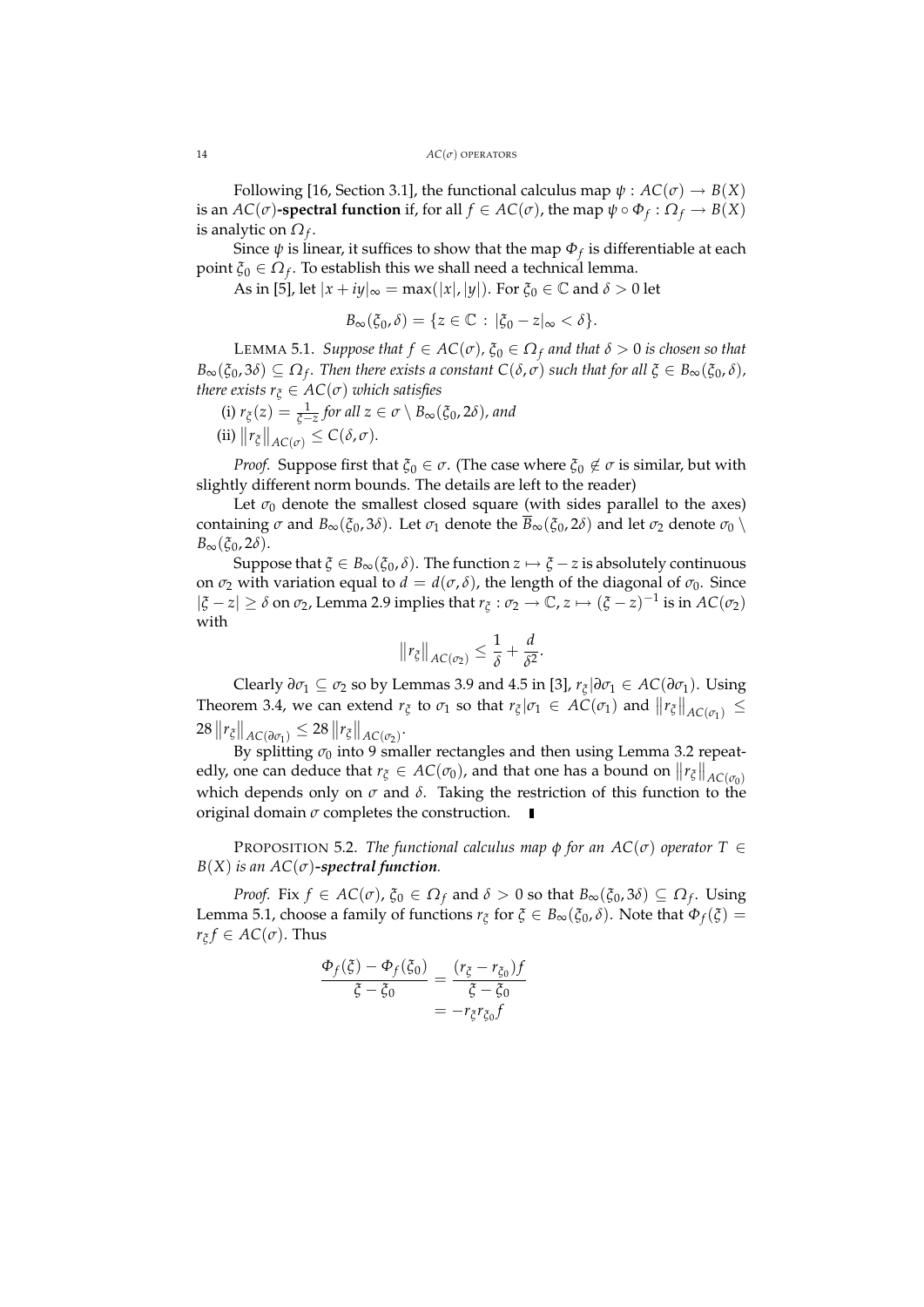Following [16, Section 3.1], the functional calculus map $\psi : AC(\sigma) \to B(X)$ is an $AC(\sigma)$**-spectral function** if, for all $f \in AC(\sigma)$, the map $\psi \circ \Phi_f : \Omega_f \to B(X)$ is analytic on $\Omega_f$.

Since $\psi$ is linear, it suffices to show that the map $\Phi_f$ is differentiable at each point $\xi_0 \in \Omega_f$. To establish this we shall need a technical lemma.

As in [5], let $|x + iy|_\infty = \max(|x|, |y|)$. For $\xi_0 \in \mathbb{C}$ and $\delta > 0$ let

$$B_\infty(\xi_0, \delta) = \{z \in \mathbb{C} : |\xi_0 - z|_\infty < \delta\}.$$

LEMMA 5.1. *Suppose that $f \in AC(\sigma)$, $\xi_0 \in \Omega_f$ and that $\delta > 0$ is chosen so that $B_\infty(\xi_0, 3\delta) \subseteq \Omega_f$. Then there exists a constant $C(\delta, \sigma)$ such that for all $\xi \in B_\infty(\xi_0, \delta)$, there exists $r_\xi \in AC(\sigma)$ which satisfies*

(i) $r_\xi(z) = \frac{1}{\xi - z}$ *for all $z \in \sigma \setminus B_\infty(\xi_0, 2\delta)$, and*
(ii) $\|r_\xi\|_{AC(\sigma)} \leq C(\delta, \sigma)$.

*Proof.* Suppose first that $\xi_0 \in \sigma$. (The case where $\xi_0 \notin \sigma$ is similar, but with slightly different norm bounds. The details are left to the reader)

Let $\sigma_0$ denote the smallest closed square (with sides parallel to the axes) containing $\sigma$ and $B_\infty(\xi_0, 3\delta)$. Let $\sigma_1$ denote the $\overline{B}_\infty(\xi_0, 2\delta)$ and let $\sigma_2$ denote $\sigma_0 \setminus B_\infty(\xi_0, 2\delta)$.

Suppose that $\xi \in B_\infty(\xi_0, \delta)$. The function $z \mapsto \xi - z$ is absolutely continuous on $\sigma_2$ with variation equal to $d = d(\sigma, \delta)$, the length of the diagonal of $\sigma_0$. Since $|\xi - z| \geq \delta$ on $\sigma_2$, Lemma 2.9 implies that $r_\xi : \sigma_2 \to \mathbb{C}, z \mapsto (\xi - z)^{-1}$ is in $AC(\sigma_2)$ with

$$\|r_\xi\|_{AC(\sigma_2)} \leq \frac{1}{\delta} + \frac{d}{\delta^2}.$$

Clearly $\partial\sigma_1 \subseteq \sigma_2$ so by Lemmas 3.9 and 4.5 in [3], $r_\xi | \partial\sigma_1 \in AC(\partial\sigma_1)$. Using Theorem 3.4, we can extend $r_\xi$ to $\sigma_1$ so that $r_\xi|\sigma_1 \in AC(\sigma_1)$ and $\|r_\xi\|_{AC(\sigma_1)} \leq 28 \|r_\xi\|_{AC(\partial\sigma_1)} \leq 28 \|r_\xi\|_{AC(\sigma_2)}$.

By splitting $\sigma_0$ into 9 smaller rectangles and then using Lemma 3.2 repeatedly, one can deduce that $r_\xi \in AC(\sigma_0)$, and that one has a bound on $\|r_\xi\|_{AC(\sigma_0)}$ which depends only on $\sigma$ and $\delta$. Taking the restriction of this function to the original domain $\sigma$ completes the construction. ∎

PROPOSITION 5.2. *The functional calculus map $\phi$ for an $AC(\sigma)$ operator $T \in B(X)$ is an $AC(\sigma)$-**spectral function**.*

*Proof.* Fix $f \in AC(\sigma)$, $\xi_0 \in \Omega_f$ and $\delta > 0$ so that $B_\infty(\xi_0, 3\delta) \subseteq \Omega_f$. Using Lemma 5.1, choose a family of functions $r_\xi$ for $\xi \in B_\infty(\xi_0, \delta)$. Note that $\Phi_f(\xi) = r_\xi f \in AC(\sigma)$. Thus

$$\frac{\Phi_f(\xi) - \Phi_f(\xi_0)}{\xi - \xi_0} = \frac{(r_\xi - r_{\xi_0})f}{\xi - \xi_0} = -r_\xi r_{\xi_0} f$$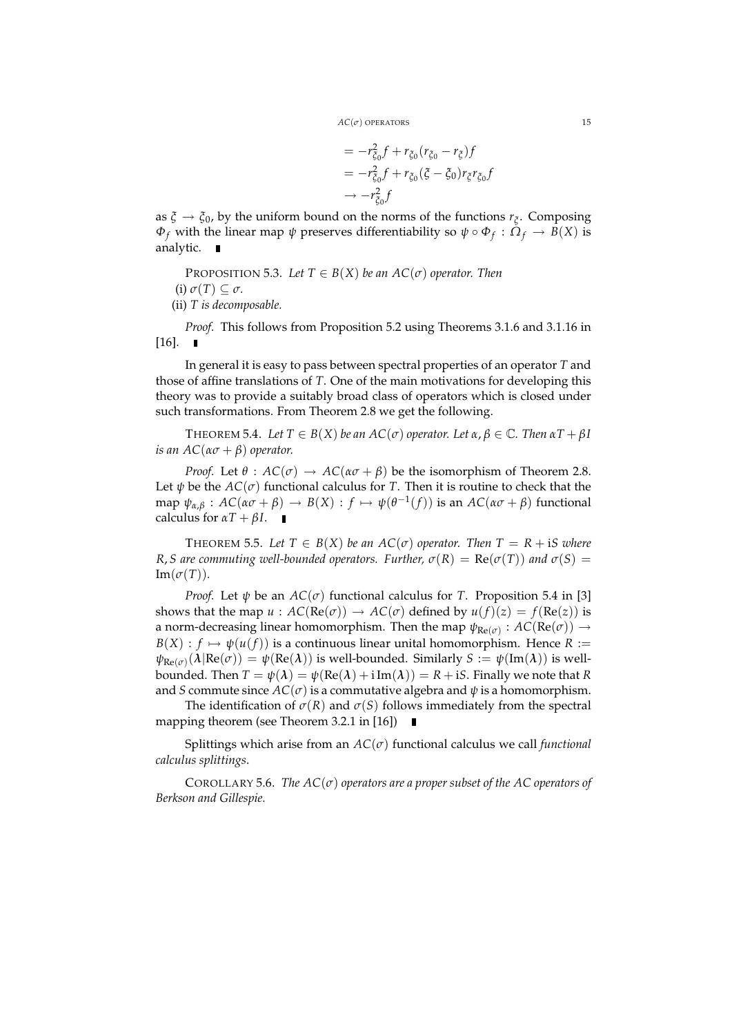$$= -r_{\xi_0}^2 f + r_{\xi_0}(r_{\xi_0} - r_\xi) f$$
$$= -r_{\xi_0}^2 f + r_{\xi_0}(\xi - \xi_0) r_\xi r_{\xi_0} f$$
$$\to -r_{\xi_0}^2 f$$

as $\xi \to \xi_0$, by the uniform bound on the norms of the functions $r_\xi$. Composing $\Phi_f$ with the linear map $\psi$ preserves differentiability so $\psi \circ \Phi_f : \Omega_f \to B(X)$ is analytic. ∎

PROPOSITION 5.3. *Let $T \in B(X)$ be an $AC(\sigma)$ operator. Then*

(i) $\sigma(T) \subseteq \sigma$.

(ii) *T is decomposable.*

*Proof.* This follows from Proposition 5.2 using Theorems 3.1.6 and 3.1.16 in [16]. ∎

In general it is easy to pass between spectral properties of an operator $T$ and those of affine translations of $T$. One of the main motivations for developing this theory was to provide a suitably broad class of operators which is closed under such transformations. From Theorem 2.8 we get the following.

THEOREM 5.4. *Let $T \in B(X)$ be an $AC(\sigma)$ operator. Let $\alpha, \beta \in \mathbb{C}$. Then $\alpha T + \beta I$ is an $AC(\alpha\sigma + \beta)$ operator.*

*Proof.* Let $\theta : AC(\sigma) \to AC(\alpha\sigma + \beta)$ be the isomorphism of Theorem 2.8. Let $\psi$ be the $AC(\sigma)$ functional calculus for $T$. Then it is routine to check that the map $\psi_{\alpha,\beta} : AC(\alpha\sigma + \beta) \to B(X) : f \mapsto \psi(\theta^{-1}(f))$ is an $AC(\alpha\sigma + \beta)$ functional calculus for $\alpha T + \beta I$. ∎

THEOREM 5.5. *Let $T \in B(X)$ be an $AC(\sigma)$ operator. Then $T = R + \mathrm{i}S$ where $R, S$ are commuting well-bounded operators. Further, $\sigma(R) = \mathrm{Re}(\sigma(T))$ and $\sigma(S) = \mathrm{Im}(\sigma(T))$.*

*Proof.* Let $\psi$ be an $AC(\sigma)$ functional calculus for $T$. Proposition 5.4 in [3] shows that the map $u : AC(\mathrm{Re}(\sigma)) \to AC(\sigma)$ defined by $u(f)(z) = f(\mathrm{Re}(z))$ is a norm-decreasing linear homomorphism. Then the map $\psi_{\mathrm{Re}(\sigma)} : AC(\mathrm{Re}(\sigma)) \to B(X) : f \mapsto \psi(u(f))$ is a continuous linear unital homomorphism. Hence $R := \psi_{\mathrm{Re}(\sigma)}(\boldsymbol{\lambda}|\mathrm{Re}(\sigma)) = \psi(\mathrm{Re}(\boldsymbol{\lambda}))$ is well-bounded. Similarly $S := \psi(\mathrm{Im}(\boldsymbol{\lambda}))$ is well-bounded. Then $T = \psi(\boldsymbol{\lambda}) = \psi(\mathrm{Re}(\boldsymbol{\lambda}) + \mathrm{i}\,\mathrm{Im}(\boldsymbol{\lambda})) = R + \mathrm{i}S$. Finally we note that $R$ and $S$ commute since $AC(\sigma)$ is a commutative algebra and $\psi$ is a homomorphism.

The identification of $\sigma(R)$ and $\sigma(S)$ follows immediately from the spectral mapping theorem (see Theorem 3.2.1 in [16]) ∎

Splittings which arise from an $AC(\sigma)$ functional calculus we call *functional calculus splittings*.

COROLLARY 5.6. *The $AC(\sigma)$ operators are a proper subset of the AC operators of Berkson and Gillespie.*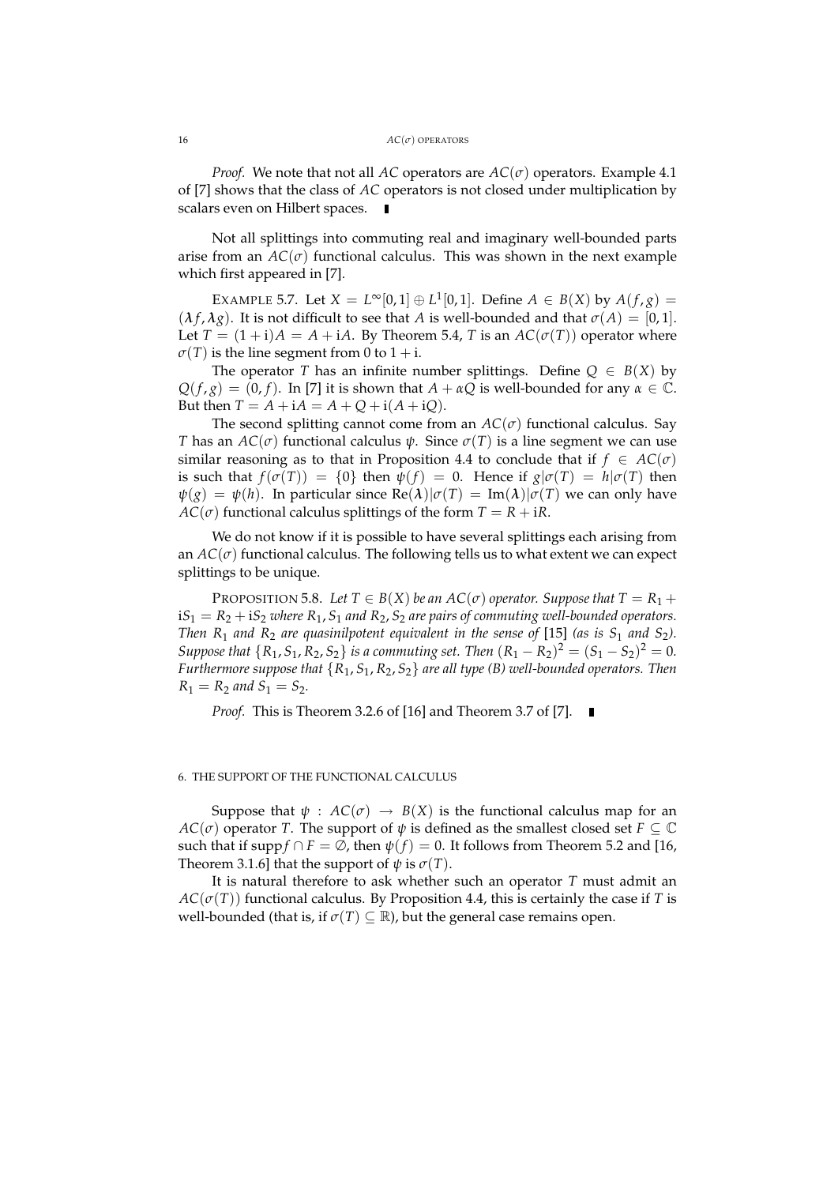*Proof.* We note that not all $AC$ operators are $AC(\sigma)$ operators. Example 4.1 of [7] shows that the class of $AC$ operators is not closed under multiplication by scalars even on Hilbert spaces. ∎

Not all splittings into commuting real and imaginary well-bounded parts arise from an $AC(\sigma)$ functional calculus. This was shown in the next example which first appeared in [7].

EXAMPLE 5.7. Let $X = L^\infty[0,1] \oplus L^1[0,1]$. Define $A \in B(X)$ by $A(f,g) = (\boldsymbol{\lambda} f, \boldsymbol{\lambda} g)$. It is not difficult to see that $A$ is well-bounded and that $\sigma(A) = [0,1]$. Let $T = (1+\mathrm{i})A = A + \mathrm{i}A$. By Theorem 5.4, $T$ is an $AC(\sigma(T))$ operator where $\sigma(T)$ is the line segment from 0 to $1 + \mathrm{i}$.

The operator $T$ has an infinite number splittings. Define $Q \in B(X)$ by $Q(f,g) = (0,f)$. In [7] it is shown that $A + \alpha Q$ is well-bounded for any $\alpha \in \mathbb{C}$. But then $T = A + \mathrm{i}A = A + Q + \mathrm{i}(A + \mathrm{i}Q)$.

The second splitting cannot come from an $AC(\sigma)$ functional calculus. Say $T$ has an $AC(\sigma)$ functional calculus $\psi$. Since $\sigma(T)$ is a line segment we can use similar reasoning as to that in Proposition 4.4 to conclude that if $f \in AC(\sigma)$ is such that $f(\sigma(T)) = \{0\}$ then $\psi(f) = 0$. Hence if $g|\sigma(T) = h|\sigma(T)$ then $\psi(g) = \psi(h)$. In particular since $\mathrm{Re}(\boldsymbol{\lambda})|\sigma(T) = \mathrm{Im}(\boldsymbol{\lambda})|\sigma(T)$ we can only have $AC(\sigma)$ functional calculus splittings of the form $T = R + \mathrm{i}R$.

We do not know if it is possible to have several splittings each arising from an $AC(\sigma)$ functional calculus. The following tells us to what extent we can expect splittings to be unique.

PROPOSITION 5.8. *Let $T \in B(X)$ be an $AC(\sigma)$ operator. Suppose that $T = R_1 + \mathrm{i}S_1 = R_2 + \mathrm{i}S_2$ where $R_1, S_1$ and $R_2, S_2$ are pairs of commuting well-bounded operators. Then $R_1$ and $R_2$ are quasinilpotent equivalent in the sense of* [15] *(as is $S_1$ and $S_2$). Suppose that $\{R_1, S_1, R_2, S_2\}$ is a commuting set. Then $(R_1 - R_2)^2 = (S_1 - S_2)^2 = 0$. Furthermore suppose that $\{R_1, S_1, R_2, S_2\}$ are all type (B) well-bounded operators. Then $R_1 = R_2$ and $S_1 = S_2$.*

*Proof.* This is Theorem 3.2.6 of [16] and Theorem 3.7 of [7]. ∎

## 6. THE SUPPORT OF THE FUNCTIONAL CALCULUS

Suppose that $\psi : AC(\sigma) \to B(X)$ is the functional calculus map for an $AC(\sigma)$ operator $T$. The support of $\psi$ is defined as the smallest closed set $F \subseteq \mathbb{C}$ such that if $\mathrm{supp} f \cap F = \emptyset$, then $\psi(f) = 0$. It follows from Theorem 5.2 and [16, Theorem 3.1.6] that the support of $\psi$ is $\sigma(T)$.

It is natural therefore to ask whether such an operator $T$ must admit an $AC(\sigma(T))$ functional calculus. By Proposition 4.4, this is certainly the case if $T$ is well-bounded (that is, if $\sigma(T) \subseteq \mathbb{R}$), but the general case remains open.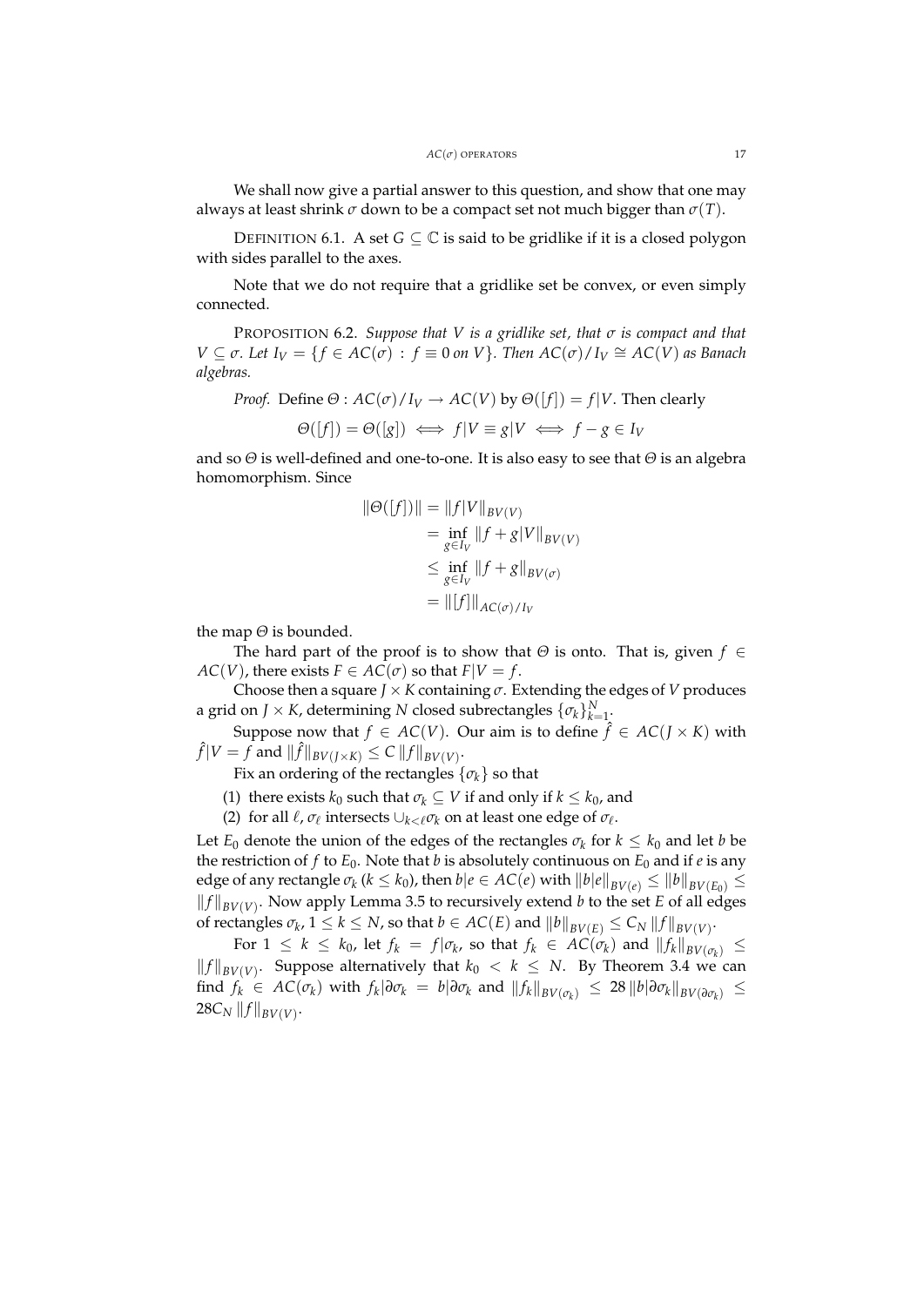We shall now give a partial answer to this question, and show that one may always at least shrink $\sigma$ down to be a compact set not much bigger than $\sigma(T)$.

DEFINITION 6.1. A set $G \subseteq \mathbb{C}$ is said to be gridlike if it is a closed polygon with sides parallel to the axes.

Note that we do not require that a gridlike set be convex, or even simply connected.

PROPOSITION 6.2. *Suppose that $V$ is a gridlike set, that $\sigma$ is compact and that $V \subseteq \sigma$. Let $I_V = \{f \in AC(\sigma) : f \equiv 0 \text{ on } V\}$. Then $AC(\sigma)/I_V \cong AC(V)$ as Banach algebras.*

*Proof.* Define $\Theta : AC(\sigma)/I_V \to AC(V)$ by $\Theta([f]) = f|V$. Then clearly

$$\Theta([f]) = \Theta([g]) \iff f|V \equiv g|V \iff f - g \in I_V$$

and so $\Theta$ is well-defined and one-to-one. It is also easy to see that $\Theta$ is an algebra homomorphism. Since

$$\begin{aligned}
\|\Theta([f])\| &= \|f|V\|_{BV(V)} \\
&= \inf_{g \in I_V} \|f + g|V\|_{BV(V)} \\
&\leq \inf_{g \in I_V} \|f + g\|_{BV(\sigma)} \\
&= \|[f]\|_{AC(\sigma)/I_V}
\end{aligned}$$

the map $\Theta$ is bounded.

The hard part of the proof is to show that $\Theta$ is onto. That is, given $f \in AC(V)$, there exists $F \in AC(\sigma)$ so that $F|V = f$.

Choose then a square $J \times K$ containing $\sigma$. Extending the edges of $V$ produces a grid on $J \times K$, determining $N$ closed subrectangles $\{\sigma_k\}_{k=1}^N$.

Suppose now that $f \in AC(V)$. Our aim is to define $\hat{f} \in AC(J \times K)$ with $\hat{f}|V = f$ and $\|\hat{f}\|_{BV(J \times K)} \leq C\, \|f\|_{BV(V)}$.

Fix an ordering of the rectangles $\{\sigma_k\}$ so that

(1) there exists $k_0$ such that $\sigma_k \subseteq V$ if and only if $k \leq k_0$, and
(2) for all $\ell$, $\sigma_\ell$ intersects $\cup_{k<\ell}\sigma_k$ on at least one edge of $\sigma_\ell$.

Let $E_0$ denote the union of the edges of the rectangles $\sigma_k$ for $k \leq k_0$ and let $b$ be the restriction of $f$ to $E_0$. Note that $b$ is absolutely continuous on $E_0$ and if $e$ is any edge of any rectangle $\sigma_k$ ($k \leq k_0$), then $b|e \in AC(e)$ with $\|b|e\|_{BV(e)} \leq \|b\|_{BV(E_0)} \leq \|f\|_{BV(V)}$. Now apply Lemma 3.5 to recursively extend $b$ to the set $E$ of all edges of rectangles $\sigma_k$, $1 \leq k \leq N$, so that $b \in AC(E)$ and $\|b\|_{BV(E)} \leq C_N\, \|f\|_{BV(V)}$.

For $1 \leq k \leq k_0$, let $f_k = f|\sigma_k$, so that $f_k \in AC(\sigma_k)$ and $\|f_k\|_{BV(\sigma_k)} \leq \|f\|_{BV(V)}$. Suppose alternatively that $k_0 < k \leq N$. By Theorem 3.4 we can find $f_k \in AC(\sigma_k)$ with $f_k|\partial\sigma_k = b|\partial\sigma_k$ and $\|f_k\|_{BV(\sigma_k)} \leq 28\, \|b|\partial\sigma_k\|_{BV(\partial\sigma_k)} \leq 28C_N\, \|f\|_{BV(V)}$.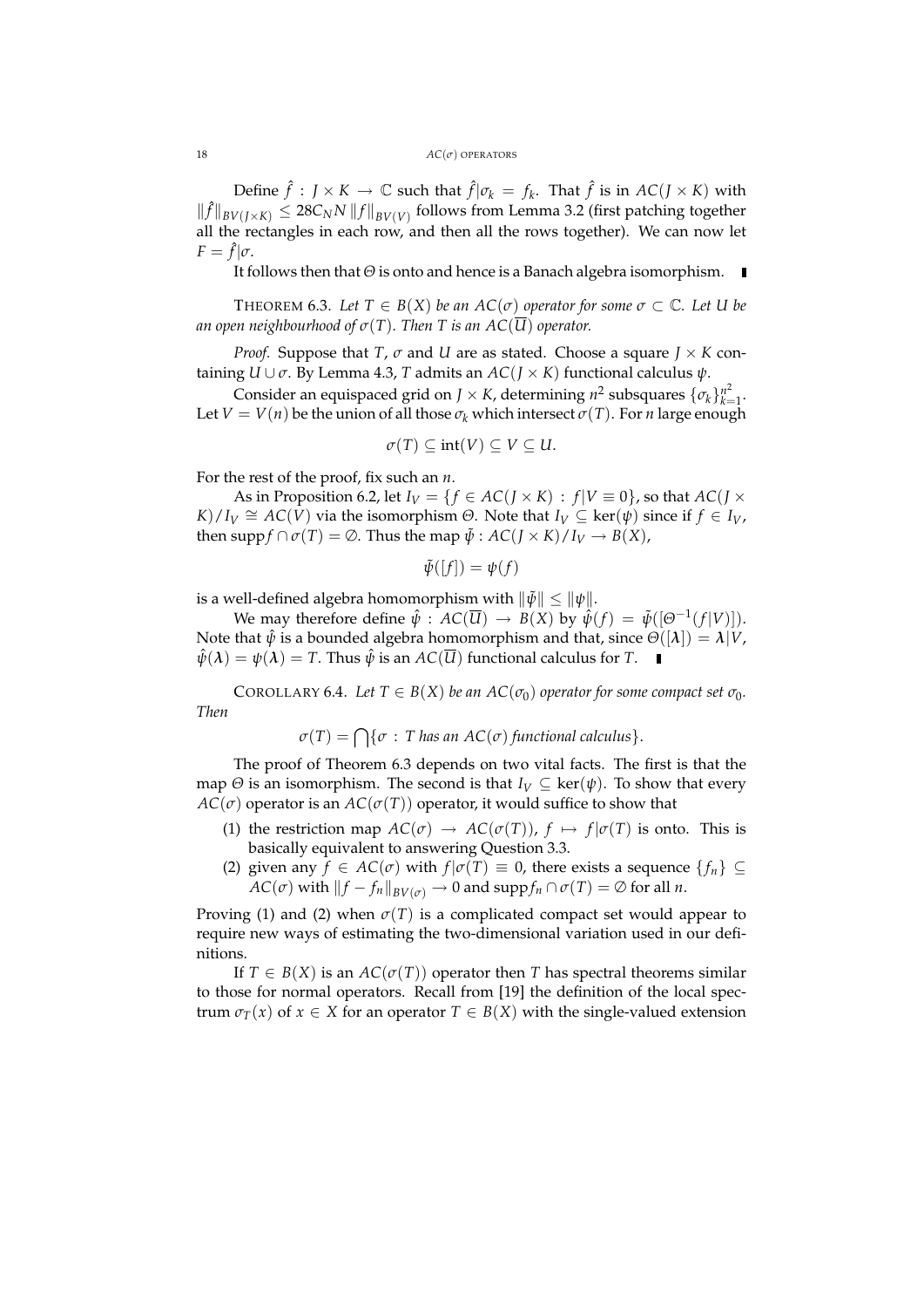Define $\hat{f} : J \times K \to \mathbb{C}$ such that $\hat{f}|\sigma_k = f_k$. That $\hat{f}$ is in $AC(J \times K)$ with $\|\hat{f}\|_{BV(J\times K)} \le 28 C_N N \|f\|_{BV(V)}$ follows from Lemma 3.2 (first patching together all the rectangles in each row, and then all the rows together). We can now let $F = \hat{f}|\sigma$.

It follows then that $\Theta$ is onto and hence is a Banach algebra isomorphism. ∎

THEOREM 6.3. *Let $T \in B(X)$ be an $AC(\sigma)$ operator for some $\sigma \subset \mathbb{C}$. Let $U$ be an open neighbourhood of $\sigma(T)$. Then $T$ is an $AC(\overline{U})$ operator.*

*Proof.* Suppose that $T$, $\sigma$ and $U$ are as stated. Choose a square $J \times K$ containing $U \cup \sigma$. By Lemma 4.3, $T$ admits an $AC(J \times K)$ functional calculus $\psi$.

Consider an equispaced grid on $J \times K$, determining $n^2$ subsquares $\{\sigma_k\}_{k=1}^{n^2}$. Let $V = V(n)$ be the union of all those $\sigma_k$ which intersect $\sigma(T)$. For $n$ large enough

$$\sigma(T) \subseteq \operatorname{int}(V) \subseteq V \subseteq U.$$

For the rest of the proof, fix such an $n$.

As in Proposition 6.2, let $I_V = \{f \in AC(J \times K) : f|V \equiv 0\}$, so that $AC(J \times K)/I_V \cong AC(V)$ via the isomorphism $\Theta$. Note that $I_V \subseteq \ker(\psi)$ since if $f \in I_V$, then $\operatorname{supp} f \cap \sigma(T) = \emptyset$. Thus the map $\tilde{\psi} : AC(J \times K)/I_V \to B(X)$,

$$\tilde{\psi}([f]) = \psi(f)$$

is a well-defined algebra homomorphism with $\|\tilde{\psi}\| \le \|\psi\|$.

We may therefore define $\hat{\psi} : AC(\overline{U}) \to B(X)$ by $\hat{\psi}(f) = \tilde{\psi}([\Theta^{-1}(f|V)])$. Note that $\hat{\psi}$ is a bounded algebra homomorphism and that, since $\Theta([\boldsymbol{\lambda}]) = \boldsymbol{\lambda}|V$, $\hat{\psi}(\boldsymbol{\lambda}) = \psi(\boldsymbol{\lambda}) = T$. Thus $\hat{\psi}$ is an $AC(\overline{U})$ functional calculus for $T$. ∎

COROLLARY 6.4. *Let $T \in B(X)$ be an $AC(\sigma_0)$ operator for some compact set $\sigma_0$. Then*

$$\sigma(T) = \bigcap\{\sigma : T \text{ has an } AC(\sigma) \text{ functional calculus}\}.$$

The proof of Theorem 6.3 depends on two vital facts. The first is that the map $\Theta$ is an isomorphism. The second is that $I_V \subseteq \ker(\psi)$. To show that every $AC(\sigma)$ operator is an $AC(\sigma(T))$ operator, it would suffice to show that

1. the restriction map $AC(\sigma) \to AC(\sigma(T))$, $f \mapsto f|\sigma(T)$ is onto. This is basically equivalent to answering Question 3.3.
2. given any $f \in AC(\sigma)$ with $f|\sigma(T) \equiv 0$, there exists a sequence $\{f_n\} \subseteq AC(\sigma)$ with $\|f - f_n\|_{BV(\sigma)} \to 0$ and $\operatorname{supp} f_n \cap \sigma(T) = \emptyset$ for all $n$.

Proving (1) and (2) when $\sigma(T)$ is a complicated compact set would appear to require new ways of estimating the two-dimensional variation used in our definitions.

If $T \in B(X)$ is an $AC(\sigma(T))$ operator then $T$ has spectral theorems similar to those for normal operators. Recall from [19] the definition of the local spectrum $\sigma_T(x)$ of $x \in X$ for an operator $T \in B(X)$ with the single-valued extension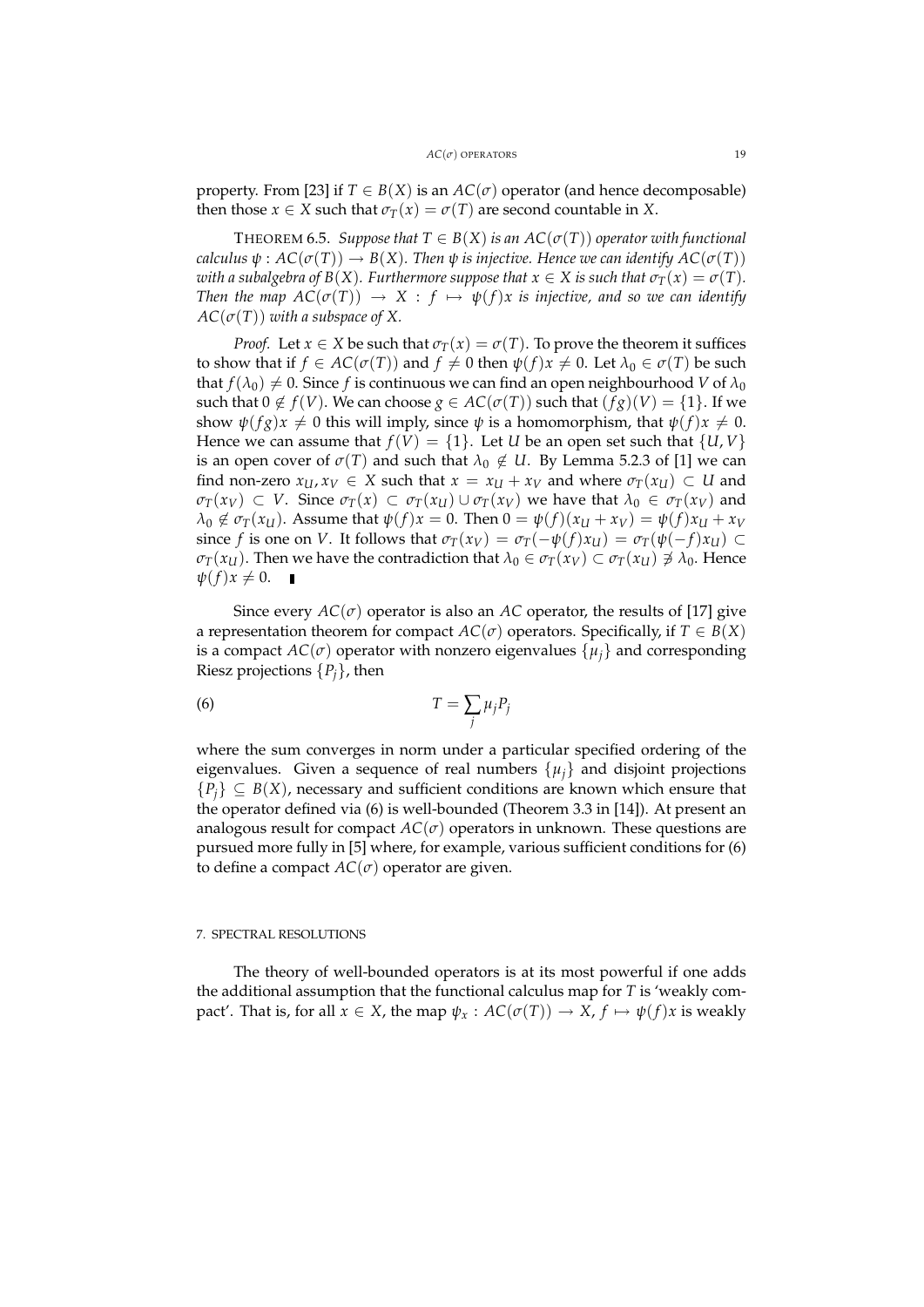property. From [23] if $T \in B(X)$ is an $AC(\sigma)$ operator (and hence decomposable) then those $x \in X$ such that $\sigma_T(x) = \sigma(T)$ are second countable in $X$.

THEOREM 6.5. *Suppose that $T \in B(X)$ is an $AC(\sigma(T))$ operator with functional calculus $\psi : AC(\sigma(T)) \to B(X)$. Then $\psi$ is injective. Hence we can identify $AC(\sigma(T))$ with a subalgebra of $B(X)$. Furthermore suppose that $x \in X$ is such that $\sigma_T(x) = \sigma(T)$. Then the map $AC(\sigma(T)) \to X : f \mapsto \psi(f)x$ is injective, and so we can identify $AC(\sigma(T))$ with a subspace of $X$.*

*Proof.* Let $x \in X$ be such that $\sigma_T(x) = \sigma(T)$. To prove the theorem it suffices to show that if $f \in AC(\sigma(T))$ and $f \neq 0$ then $\psi(f)x \neq 0$. Let $\lambda_0 \in \sigma(T)$ be such that $f(\lambda_0) \neq 0$. Since $f$ is continuous we can find an open neighbourhood $V$ of $\lambda_0$ such that $0 \notin f(V)$. We can choose $g \in AC(\sigma(T))$ such that $(fg)(V) = \{1\}$. If we show $\psi(fg)x \neq 0$ this will imply, since $\psi$ is a homomorphism, that $\psi(f)x \neq 0$. Hence we can assume that $f(V) = \{1\}$. Let $U$ be an open set such that $\{U, V\}$ is an open cover of $\sigma(T)$ and such that $\lambda_0 \notin U$. By Lemma 5.2.3 of [1] we can find non-zero $x_U, x_V \in X$ such that $x = x_U + x_V$ and where $\sigma_T(x_U) \subset U$ and $\sigma_T(x_V) \subset V$. Since $\sigma_T(x) \subset \sigma_T(x_U) \cup \sigma_T(x_V)$ we have that $\lambda_0 \in \sigma_T(x_V)$ and $\lambda_0 \notin \sigma_T(x_U)$. Assume that $\psi(f)x = 0$. Then $0 = \psi(f)(x_U + x_V) = \psi(f)x_U + x_V$ since $f$ is one on $V$. It follows that $\sigma_T(x_V) = \sigma_T(-\psi(f)x_U) = \sigma_T(\psi(-f)x_U) \subset \sigma_T(x_U)$. Then we have the contradiction that $\lambda_0 \in \sigma_T(x_V) \subset \sigma_T(x_U) \not\ni \lambda_0$. Hence $\psi(f)x \neq 0$. ∎

Since every $AC(\sigma)$ operator is also an $AC$ operator, the results of [17] give a representation theorem for compact $AC(\sigma)$ operators. Specifically, if $T \in B(X)$ is a compact $AC(\sigma)$ operator with nonzero eigenvalues $\{\mu_j\}$ and corresponding Riesz projections $\{P_j\}$, then

$$T = \sum_j \mu_j P_j \tag{6}$$

where the sum converges in norm under a particular specified ordering of the eigenvalues. Given a sequence of real numbers $\{\mu_j\}$ and disjoint projections $\{P_j\} \subseteq B(X)$, necessary and sufficient conditions are known which ensure that the operator defined via (6) is well-bounded (Theorem 3.3 in [14]). At present an analogous result for compact $AC(\sigma)$ operators in unknown. These questions are pursued more fully in [5] where, for example, various sufficient conditions for (6) to define a compact $AC(\sigma)$ operator are given.

## 7. SPECTRAL RESOLUTIONS

The theory of well-bounded operators is at its most powerful if one adds the additional assumption that the functional calculus map for $T$ is 'weakly compact'. That is, for all $x \in X$, the map $\psi_x : AC(\sigma(T)) \to X$, $f \mapsto \psi(f)x$ is weakly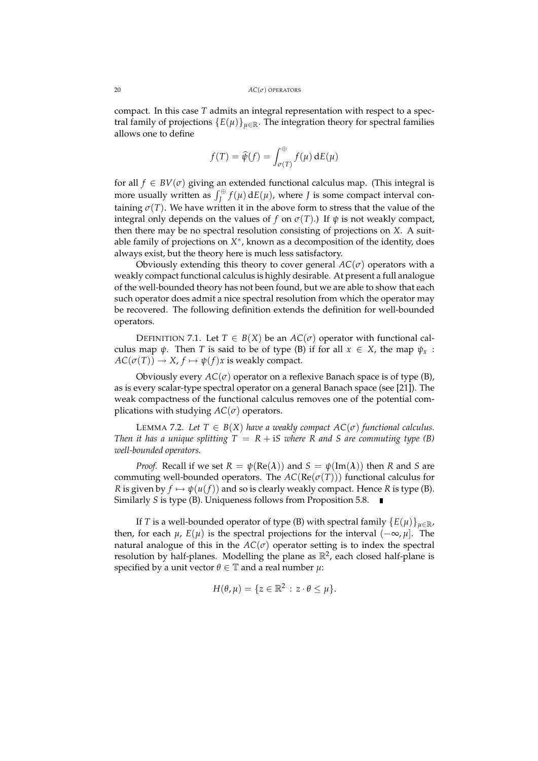compact. In this case $T$ admits an integral representation with respect to a spectral family of projections $\{E(\mu)\}_{\mu \in \mathbb{R}}$. The integration theory for spectral families allows one to define

$$f(T) = \widehat{\psi}(f) = \int_{\sigma(T)}^{\oplus} f(\mu) \, dE(\mu)$$

for all $f \in BV(\sigma)$ giving an extended functional calculus map. (This integral is more usually written as $\int_J^{\oplus} f(\mu) \, dE(\mu)$, where $J$ is some compact interval containing $\sigma(T)$. We have written it in the above form to stress that the value of the integral only depends on the values of $f$ on $\sigma(T)$.) If $\psi$ is not weakly compact, then there may be no spectral resolution consisting of projections on $X$. A suitable family of projections on $X^*$, known as a decomposition of the identity, does always exist, but the theory here is much less satisfactory.

Obviously extending this theory to cover general $AC(\sigma)$ operators with a weakly compact functional calculus is highly desirable. At present a full analogue of the well-bounded theory has not been found, but we are able to show that each such operator does admit a nice spectral resolution from which the operator may be recovered. The following definition extends the definition for well-bounded operators.

Definition 7.1. Let $T \in B(X)$ be an $AC(\sigma)$ operator with functional calculus map $\psi$. Then $T$ is said to be of type (B) if for all $x \in X$, the map $\psi_x : AC(\sigma(T)) \to X$, $f \mapsto \psi(f)x$ is weakly compact.

Obviously every $AC(\sigma)$ operator on a reflexive Banach space is of type (B), as is every scalar-type spectral operator on a general Banach space (see [21]). The weak compactness of the functional calculus removes one of the potential complications with studying $AC(\sigma)$ operators.

Lemma 7.2. *Let $T \in B(X)$ have a weakly compact $AC(\sigma)$ functional calculus. Then it has a unique splitting $T = R + iS$ where $R$ and $S$ are commuting type (B) well-bounded operators.*

*Proof.* Recall if we set $R = \psi(\mathrm{Re}(\boldsymbol{\lambda}))$ and $S = \psi(\mathrm{Im}(\boldsymbol{\lambda}))$ then $R$ and $S$ are commuting well-bounded operators. The $AC(\mathrm{Re}(\sigma(T)))$ functional calculus for $R$ is given by $f \mapsto \psi(u(f))$ and so is clearly weakly compact. Hence $R$ is type (B). Similarly $S$ is type (B). Uniqueness follows from Proposition 5.8. ∎

If $T$ is a well-bounded operator of type (B) with spectral family $\{E(\mu)\}_{\mu \in \mathbb{R}}$, then, for each $\mu$, $E(\mu)$ is the spectral projections for the interval $(-\infty, \mu]$. The natural analogue of this in the $AC(\sigma)$ operator setting is to index the spectral resolution by half-planes. Modelling the plane as $\mathbb{R}^2$, each closed half-plane is specified by a unit vector $\theta \in \mathbb{T}$ and a real number $\mu$:

$$H(\theta, \mu) = \{z \in \mathbb{R}^2 : z \cdot \theta \leq \mu\}.$$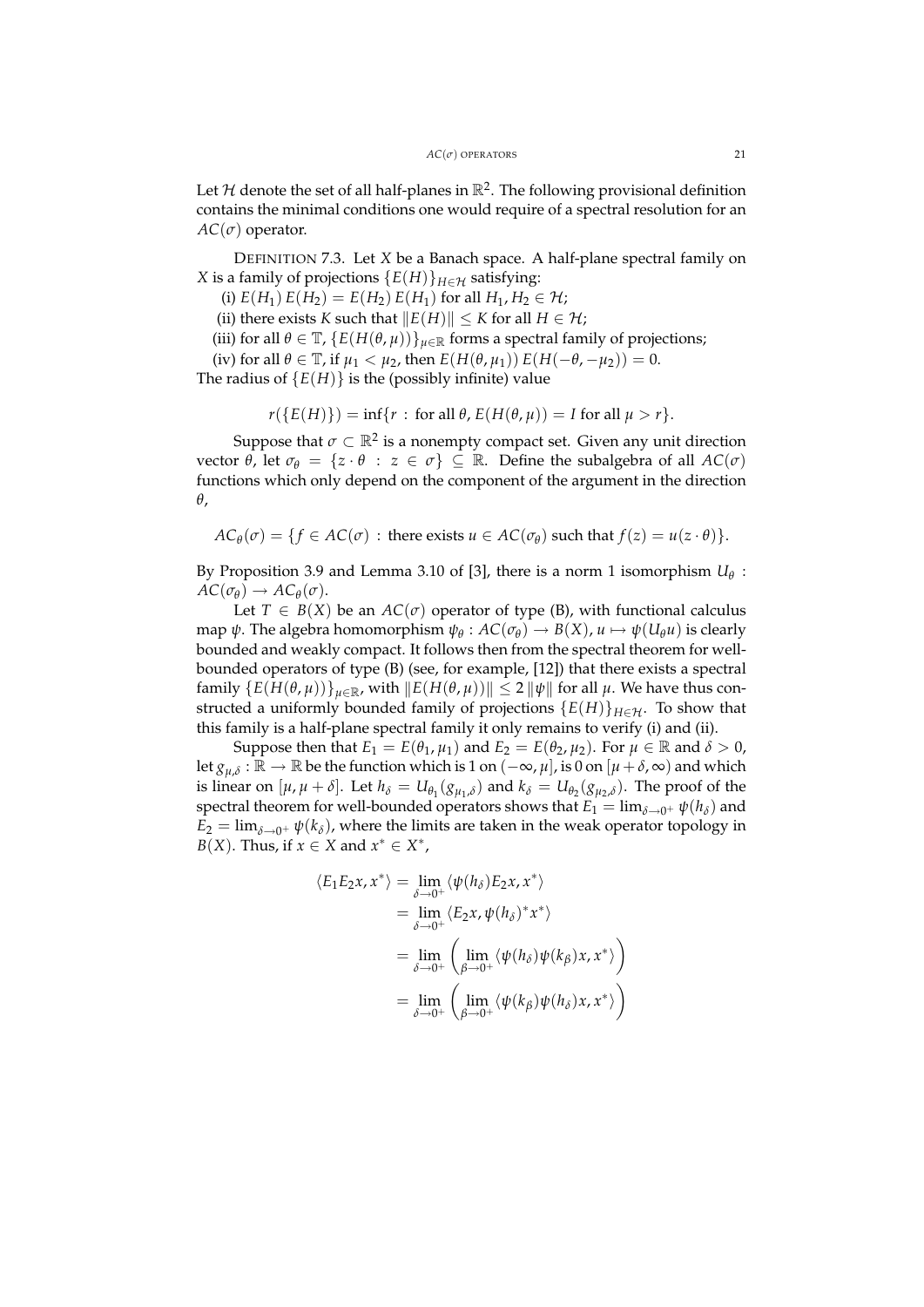Let $\mathcal{H}$ denote the set of all half-planes in $\mathbb{R}^2$. The following provisional definition contains the minimal conditions one would require of a spectral resolution for an $AC(\sigma)$ operator.

DEFINITION 7.3. Let $X$ be a Banach space. A half-plane spectral family on $X$ is a family of projections $\{E(H)\}_{H \in \mathcal{H}}$ satisfying:

(i) $E(H_1)\,E(H_2) = E(H_2)\,E(H_1)$ for all $H_1, H_2 \in \mathcal{H}$;

(ii) there exists $K$ such that $\|E(H)\| \le K$ for all $H \in \mathcal{H}$;

(iii) for all $\theta \in \mathbb{T}$, $\{E(H(\theta,\mu))\}_{\mu \in \mathbb{R}}$ forms a spectral family of projections;

(iv) for all $\theta \in \mathbb{T}$, if $\mu_1 < \mu_2$, then $E(H(\theta,\mu_1))\,E(H(-\theta,-\mu_2)) = 0$.

The radius of $\{E(H)\}$ is the (possibly infinite) value

$$r(\{E(H)\}) = \inf\{r \,:\, \text{for all } \theta,\, E(H(\theta,\mu)) = I \text{ for all } \mu > r\}.$$

Suppose that $\sigma \subset \mathbb{R}^2$ is a nonempty compact set. Given any unit direction vector $\theta$, let $\sigma_\theta = \{z \cdot \theta \,:\, z \in \sigma\} \subseteq \mathbb{R}$. Define the subalgebra of all $AC(\sigma)$ functions which only depend on the component of the argument in the direction $\theta$,

$$AC_\theta(\sigma) = \{f \in AC(\sigma) \,:\, \text{there exists } u \in AC(\sigma_\theta) \text{ such that } f(z) = u(z \cdot \theta)\}.$$

By Proposition 3.9 and Lemma 3.10 of [3], there is a norm 1 isomorphism $U_\theta : AC(\sigma_\theta) \to AC_\theta(\sigma)$.

Let $T \in B(X)$ be an $AC(\sigma)$ operator of type (B), with functional calculus map $\psi$. The algebra homomorphism $\psi_\theta : AC(\sigma_\theta) \to B(X)$, $u \mapsto \psi(U_\theta u)$ is clearly bounded and weakly compact. It follows then from the spectral theorem for well-bounded operators of type (B) (see, for example, [12]) that there exists a spectral family $\{E(H(\theta,\mu))\}_{\mu \in \mathbb{R}}$, with $\|E(H(\theta,\mu))\| \le 2\,\|\psi\|$ for all $\mu$. We have thus constructed a uniformly bounded family of projections $\{E(H)\}_{H \in \mathcal{H}}$. To show that this family is a half-plane spectral family it only remains to verify (i) and (ii).

Suppose then that $E_1 = E(\theta_1,\mu_1)$ and $E_2 = E(\theta_2,\mu_2)$. For $\mu \in \mathbb{R}$ and $\delta > 0$, let $g_{\mu,\delta} : \mathbb{R} \to \mathbb{R}$ be the function which is 1 on $(-\infty,\mu]$, is 0 on $[\mu+\delta,\infty)$ and which is linear on $[\mu,\mu+\delta]$. Let $h_\delta = U_{\theta_1}(g_{\mu_1,\delta})$ and $k_\delta = U_{\theta_2}(g_{\mu_2,\delta})$. The proof of the spectral theorem for well-bounded operators shows that $E_1 = \lim_{\delta \to 0^+} \psi(h_\delta)$ and $E_2 = \lim_{\delta \to 0^+} \psi(k_\delta)$, where the limits are taken in the weak operator topology in $B(X)$. Thus, if $x \in X$ and $x^* \in X^*$,

$$
\begin{aligned}
\langle E_1 E_2 x, x^* \rangle &= \lim_{\delta \to 0^+} \langle \psi(h_\delta) E_2 x, x^* \rangle \\
&= \lim_{\delta \to 0^+} \langle E_2 x, \psi(h_\delta)^* x^* \rangle \\
&= \lim_{\delta \to 0^+} \left( \lim_{\beta \to 0^+} \langle \psi(h_\delta)\psi(k_\beta) x, x^* \rangle \right) \\
&= \lim_{\delta \to 0^+} \left( \lim_{\beta \to 0^+} \langle \psi(k_\beta)\psi(h_\delta) x, x^* \rangle \right)
\end{aligned}
$$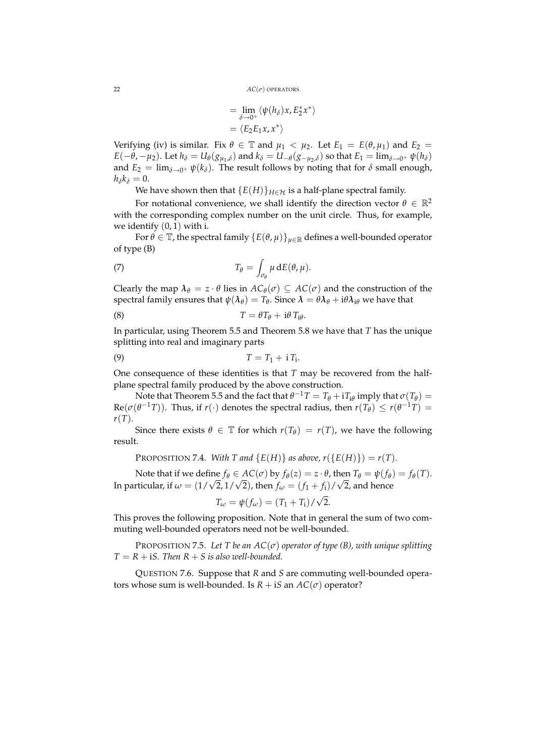$$= \lim_{\delta \to 0^+} \langle \psi(h_\delta) x, E_2^* x^* \rangle$$
$$= \langle E_2 E_1 x, x^* \rangle$$

Verifying (iv) is similar. Fix $\theta \in \mathbb{T}$ and $\mu_1 < \mu_2$. Let $E_1 = E(\theta, \mu_1)$ and $E_2 = E(-\theta, -\mu_2)$. Let $h_\delta = U_\theta(g_{\mu_1,\delta})$ and $k_\delta = U_{-\theta}(g_{-\mu_2,\delta})$ so that $E_1 = \lim_{\delta \to 0^+} \psi(h_\delta)$ and $E_2 = \lim_{\delta \to 0^+} \psi(k_\delta)$. The result follows by noting that for $\delta$ small enough, $h_\delta k_\delta = 0$.

We have shown then that $\{E(H)\}_{H \in \mathcal{H}}$ is a half-plane spectral family.

For notational convenience, we shall identify the direction vector $\theta \in \mathbb{R}^2$ with the corresponding complex number on the unit circle. Thus, for example, we identify $(0, 1)$ with i.

For $\theta \in \mathbb{T}$, the spectral family $\{E(\theta, \mu)\}_{\mu \in \mathbb{R}}$ defines a well-bounded operator of type (B)

$$T_\theta = \int_{\sigma_\theta} \mu \, dE(\theta, \mu). \tag{7}$$

Clearly the map $\boldsymbol{\lambda}_\theta = z \cdot \theta$ lies in $AC_\theta(\sigma) \subseteq AC(\sigma)$ and the construction of the spectral family ensures that $\psi(\boldsymbol{\lambda}_\theta) = T_\theta$. Since $\boldsymbol{\lambda} = \theta \boldsymbol{\lambda}_\theta + \mathrm{i}\theta \boldsymbol{\lambda}_{\mathrm{i}\theta}$ we have that

$$T = \theta T_\theta + \mathrm{i}\theta \, T_{\mathrm{i}\theta}. \tag{8}$$

In particular, using Theorem 5.5 and Theorem 5.8 we have that $T$ has the unique splitting into real and imaginary parts

$$T = T_1 + \mathrm{i} \, T_{\mathrm{i}}. \tag{9}$$

One consequence of these identities is that $T$ may be recovered from the half-plane spectral family produced by the above construction.

Note that Theorem 5.5 and the fact that $\theta^{-1} T = T_\theta + \mathrm{i} T_{\mathrm{i}\theta}$ imply that $\sigma(T_\theta) = \mathrm{Re}(\sigma(\theta^{-1} T))$. Thus, if $r(\cdot)$ denotes the spectral radius, then $r(T_\theta) \le r(\theta^{-1} T) = r(T)$.

Since there exists $\theta \in \mathbb{T}$ for which $r(T_\theta) = r(T)$, we have the following result.

**PROPOSITION 7.4.** *With $T$ and $\{E(H)\}$ as above, $r(\{E(H)\}) = r(T)$.*

Note that if we define $f_\theta \in AC(\sigma)$ by $f_\theta(z) = z \cdot \theta$, then $T_\theta = \psi(f_\theta) = f_\theta(T)$. In particular, if $\omega = (1/\sqrt{2}, 1/\sqrt{2})$, then $f_\omega = (f_1 + f_{\mathrm{i}})/\sqrt{2}$, and hence

$$T_\omega = \psi(f_\omega) = (T_1 + T_{\mathrm{i}})/\sqrt{2}.$$

This proves the following proposition. Note that in general the sum of two commuting well-bounded operators need not be well-bounded.

**PROPOSITION 7.5.** *Let $T$ be an $AC(\sigma)$ operator of type (B), with unique splitting $T = R + \mathrm{i}S$. Then $R + S$ is also well-bounded.*

**QUESTION 7.6.** Suppose that $R$ and $S$ are commuting well-bounded operators whose sum is well-bounded. Is $R + \mathrm{i}S$ an $AC(\sigma)$ operator?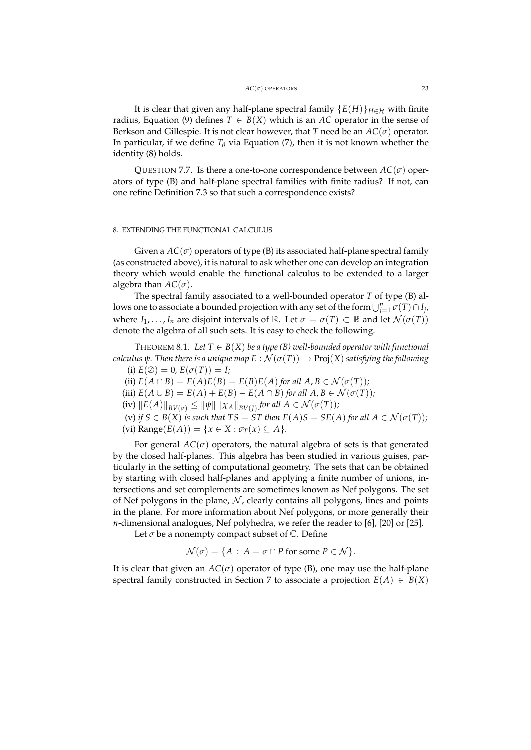It is clear that given any half-plane spectral family $\{E(H)\}_{H \in \mathcal{H}}$ with finite radius, Equation (9) defines $T \in B(X)$ which is an $AC$ operator in the sense of Berkson and Gillespie. It is not clear however, that $T$ need be an $AC(\sigma)$ operator. In particular, if we define $T_\theta$ via Equation (7), then it is not known whether the identity (8) holds.

QUESTION 7.7. Is there a one-to-one correspondence between $AC(\sigma)$ operators of type (B) and half-plane spectral families with finite radius? If not, can one refine Definition 7.3 so that such a correspondence exists?

## 8. EXTENDING THE FUNCTIONAL CALCULUS

Given a $AC(\sigma)$ operators of type (B) its associated half-plane spectral family (as constructed above), it is natural to ask whether one can develop an integration theory which would enable the functional calculus to be extended to a larger algebra than $AC(\sigma)$.

The spectral family associated to a well-bounded operator $T$ of type (B) allows one to associate a bounded projection with any set of the form $\bigcup_{j=1}^{n} \sigma(T) \cap I_j$, where $I_1, \dots, I_n$ are disjoint intervals of $\mathbb{R}$. Let $\sigma = \sigma(T) \subset \mathbb{R}$ and let $\mathcal{N}(\sigma(T))$ denote the algebra of all such sets. It is easy to check the following.

THEOREM 8.1. *Let $T \in B(X)$ be a type (B) well-bounded operator with functional calculus $\psi$. Then there is a unique map $E : \mathcal{N}(\sigma(T)) \to \mathrm{Proj}(X)$ satisfying the following*

(i) $E(\emptyset) = 0$, $E(\sigma(T)) = I$;

(ii) $E(A \cap B) = E(A)E(B) = E(B)E(A)$ *for all* $A, B \in \mathcal{N}(\sigma(T))$;

(iii) $E(A \cup B) = E(A) + E(B) - E(A \cap B)$ *for all* $A, B \in \mathcal{N}(\sigma(T))$;

(iv) $\|E(A)\|_{BV(\sigma)} \le \|\psi\| \, \|\chi_A\|_{BV(J)}$ *for all* $A \in \mathcal{N}(\sigma(T))$;

(v) *if $S \in B(X)$ is such that $TS = ST$ then $E(A)S = SE(A)$ for all $A \in \mathcal{N}(\sigma(T))$;*

(vi) $\mathrm{Range}(E(A)) = \{x \in X : \sigma_T(x) \subseteq A\}$.

For general $AC(\sigma)$ operators, the natural algebra of sets is that generated by the closed half-planes. This algebra has been studied in various guises, particularly in the setting of computational geometry. The sets that can be obtained by starting with closed half-planes and applying a finite number of unions, intersections and set complements are sometimes known as Nef polygons. The set of Nef polygons in the plane, $\mathcal{N}$, clearly contains all polygons, lines and points in the plane. For more information about Nef polygons, or more generally their $n$-dimensional analogues, Nef polyhedra, we refer the reader to [6], [20] or [25].

Let $\sigma$ be a nonempty compact subset of $\mathbb{C}$. Define

$$\mathcal{N}(\sigma) = \{A \,:\, A = \sigma \cap P \text{ for some } P \in \mathcal{N}\}.$$

It is clear that given an $AC(\sigma)$ operator of type (B), one may use the half-plane spectral family constructed in Section 7 to associate a projection $E(A) \in B(X)$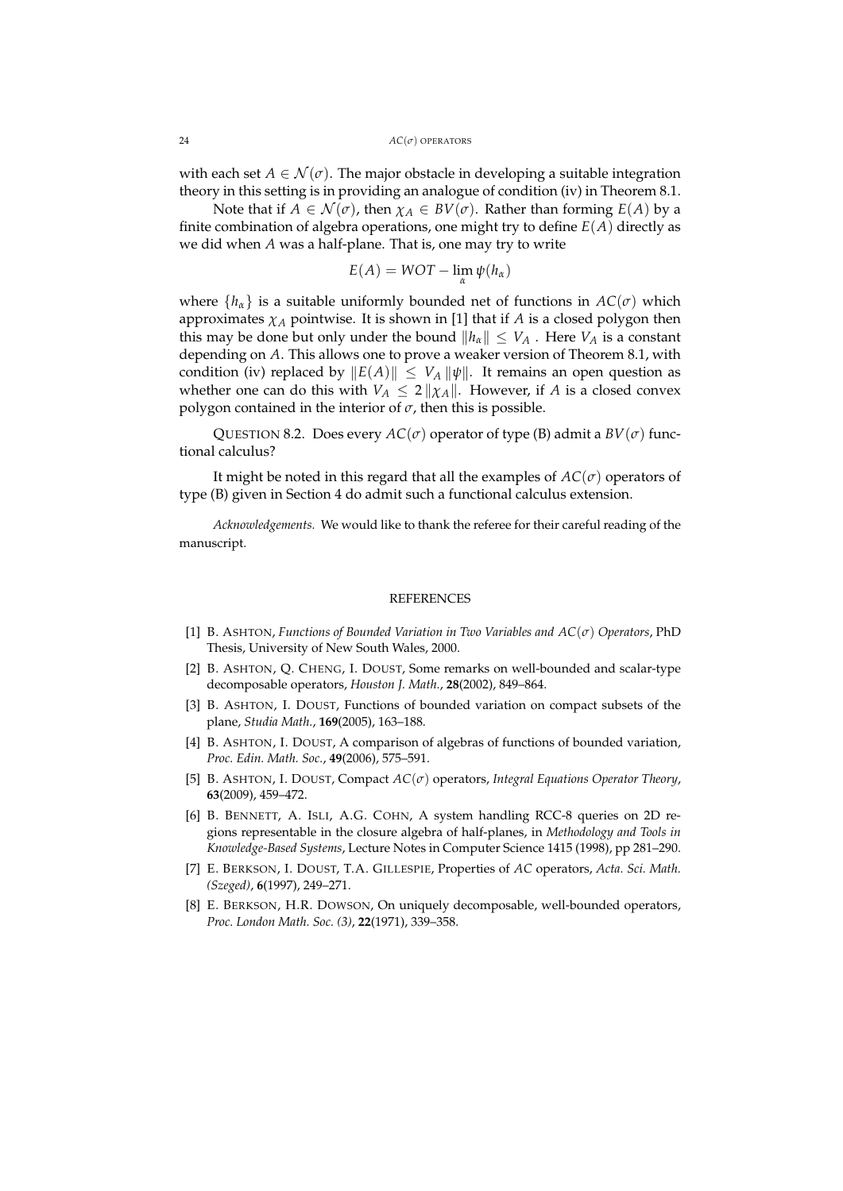with each set $A \in \mathcal{N}(\sigma)$. The major obstacle in developing a suitable integration theory in this setting is in providing an analogue of condition (iv) in Theorem 8.1.

Note that if $A \in \mathcal{N}(\sigma)$, then $\chi_A \in BV(\sigma)$. Rather than forming $E(A)$ by a finite combination of algebra operations, one might try to define $E(A)$ directly as we did when $A$ was a half-plane. That is, one may try to write

$$E(A) = WOT - \lim_{\alpha} \psi(h_\alpha)$$

where $\{h_\alpha\}$ is a suitable uniformly bounded net of functions in $AC(\sigma)$ which approximates $\chi_A$ pointwise. It is shown in [1] that if $A$ is a closed polygon then this may be done but only under the bound $\|h_\alpha\| \leq V_A$ . Here $V_A$ is a constant depending on $A$. This allows one to prove a weaker version of Theorem 8.1, with condition (iv) replaced by $\|E(A)\| \leq V_A \|\psi\|$. It remains an open question as whether one can do this with $V_A \leq 2\|\chi_A\|$. However, if $A$ is a closed convex polygon contained in the interior of $\sigma$, then this is possible.

QUESTION 8.2. Does every $AC(\sigma)$ operator of type (B) admit a $BV(\sigma)$ functional calculus?

It might be noted in this regard that all the examples of $AC(\sigma)$ operators of type (B) given in Section 4 do admit such a functional calculus extension.

*Acknowledgements.* We would like to thank the referee for their careful reading of the manuscript.

## REFERENCES

[1] B. Ashton, *Functions of Bounded Variation in Two Variables and $AC(\sigma)$ Operators*, PhD Thesis, University of New South Wales, 2000.

[2] B. Ashton, Q. Cheng, I. Doust, Some remarks on well-bounded and scalar-type decomposable operators, *Houston J. Math.*, **28**(2002), 849–864.

[3] B. Ashton, I. Doust, Functions of bounded variation on compact subsets of the plane, *Studia Math.*, **169**(2005), 163–188.

[4] B. Ashton, I. Doust, A comparison of algebras of functions of bounded variation, *Proc. Edin. Math. Soc.*, **49**(2006), 575–591.

[5] B. Ashton, I. Doust, Compact $AC(\sigma)$ operators, *Integral Equations Operator Theory*, **63**(2009), 459–472.

[6] B. Bennett, A. Isli, A.G. Cohn, A system handling RCC-8 queries on 2D regions representable in the closure algebra of half-planes, in *Methodology and Tools in Knowledge-Based Systems*, Lecture Notes in Computer Science 1415 (1998), pp 281–290.

[7] E. Berkson, I. Doust, T.A. Gillespie, Properties of *AC* operators, *Acta. Sci. Math. (Szeged)*, **6**(1997), 249–271.

[8] E. Berkson, H.R. Dowson, On uniquely decomposable, well-bounded operators, *Proc. London Math. Soc. (3)*, **22**(1971), 339–358.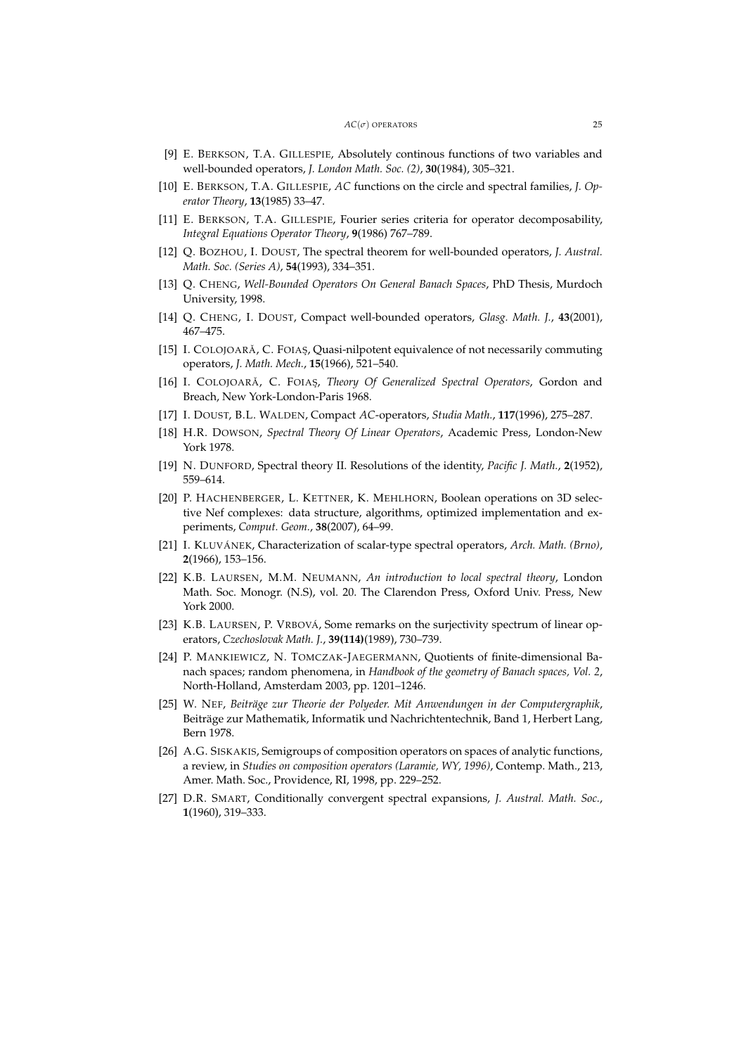[9] E. BERKSON, T.A. GILLESPIE, Absolutely continous functions of two variables and well-bounded operators, *J. London Math. Soc. (2)*, **30**(1984), 305–321.

[10] E. BERKSON, T.A. GILLESPIE, *AC* functions on the circle and spectral families, *J. Operator Theory*, **13**(1985) 33–47.

[11] E. BERKSON, T.A. GILLESPIE, Fourier series criteria for operator decomposability, *Integral Equations Operator Theory*, **9**(1986) 767–789.

[12] Q. BOZHOU, I. DOUST, The spectral theorem for well-bounded operators, *J. Austral. Math. Soc. (Series A)*, **54**(1993), 334–351.

[13] Q. CHENG, *Well-Bounded Operators On General Banach Spaces*, PhD Thesis, Murdoch University, 1998.

[14] Q. CHENG, I. DOUST, Compact well-bounded operators, *Glasg. Math. J.*, **43**(2001), 467–475.

[15] I. COLOJOARĂ, C. FOIAŞ, Quasi-nilpotent equivalence of not necessarily commuting operators, *J. Math. Mech.*, **15**(1966), 521–540.

[16] I. COLOJOARĂ, C. FOIAŞ, *Theory Of Generalized Spectral Operators*, Gordon and Breach, New York-London-Paris 1968.

[17] I. DOUST, B.L. WALDEN, Compact *AC*-operators, *Studia Math.*, **117**(1996), 275–287.

[18] H.R. DOWSON, *Spectral Theory Of Linear Operators*, Academic Press, London-New York 1978.

[19] N. DUNFORD, Spectral theory II. Resolutions of the identity, *Pacific J. Math.*, **2**(1952), 559–614.

[20] P. HACHENBERGER, L. KETTNER, K. MEHLHORN, Boolean operations on 3D selective Nef complexes: data structure, algorithms, optimized implementation and experiments, *Comput. Geom.*, **38**(2007), 64–99.

[21] I. KLUVÁNEK, Characterization of scalar-type spectral operators, *Arch. Math. (Brno)*, **2**(1966), 153–156.

[22] K.B. LAURSEN, M.M. NEUMANN, *An introduction to local spectral theory*, London Math. Soc. Monogr. (N.S), vol. 20. The Clarendon Press, Oxford Univ. Press, New York 2000.

[23] K.B. LAURSEN, P. VRBOVÁ, Some remarks on the surjectivity spectrum of linear operators, *Czechoslovak Math. J.*, **39(114)**(1989), 730–739.

[24] P. MANKIEWICZ, N. TOMCZAK-JAEGERMANN, Quotients of finite-dimensional Banach spaces; random phenomena, in *Handbook of the geometry of Banach spaces, Vol. 2*, North-Holland, Amsterdam 2003, pp. 1201–1246.

[25] W. NEF, *Beiträge zur Theorie der Polyeder. Mit Anwendungen in der Computergraphik*, Beiträge zur Mathematik, Informatik und Nachrichtentechnik, Band 1, Herbert Lang, Bern 1978.

[26] A.G. SISKAKIS, Semigroups of composition operators on spaces of analytic functions, a review, in *Studies on composition operators (Laramie, WY, 1996)*, Contemp. Math., 213, Amer. Math. Soc., Providence, RI, 1998, pp. 229–252.

[27] D.R. SMART, Conditionally convergent spectral expansions, *J. Austral. Math. Soc.*, **1**(1960), 319–333.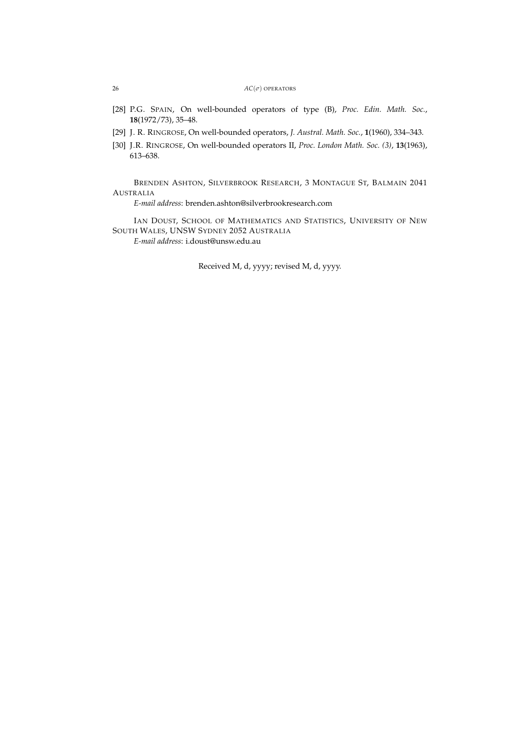[28] P.G. Spain, On well-bounded operators of type (B), *Proc. Edin. Math. Soc.*, **18**(1972/73), 35–48.

[29] J. R. Ringrose, On well-bounded operators, *J. Austral. Math. Soc.*, **1**(1960), 334–343.

[30] J.R. Ringrose, On well-bounded operators II, *Proc. London Math. Soc. (3)*, **13**(1963), 613–638.

Brenden Ashton, Silverbrook Research, 3 Montague St, Balmain 2041 Australia

*E-mail address*: brenden.ashton@silverbrookresearch.com

Ian Doust, School of Mathematics and Statistics, University of New South Wales, UNSW Sydney 2052 Australia

*E-mail address*: i.doust@unsw.edu.au

Received M, d, yyyy; revised M, d, yyyy.